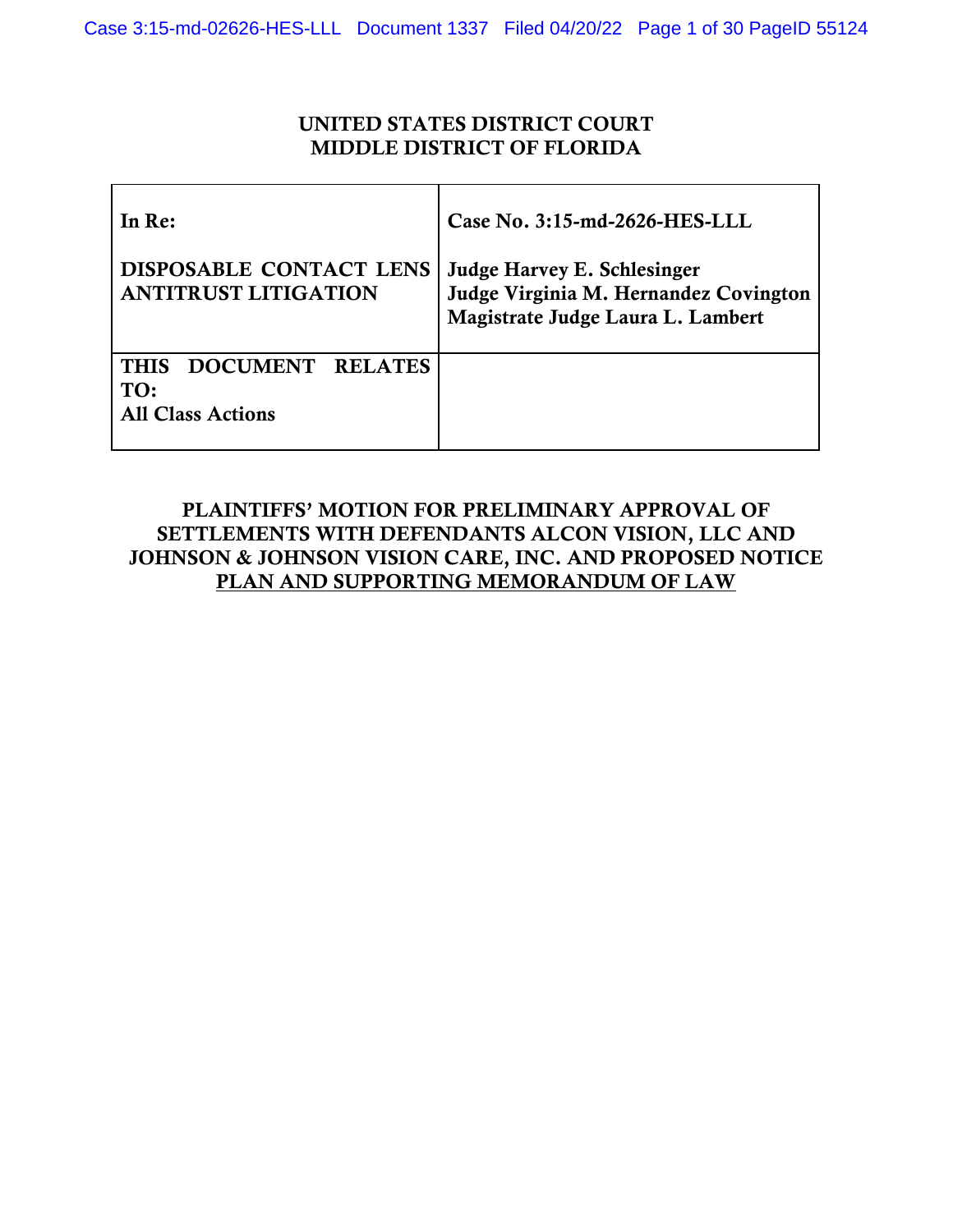**UNITED STATES DISTRICT COURT**
**MIDDLE DISTRICT OF FLORIDA**

| In Re: DISPOSABLE CONTACT LENS ANTITRUST LITIGATION | Case No. 3:15-md-2626-HES-LLL<br>Judge Harvey E. Schlesinger<br>Judge Virginia M. Hernandez Covington<br>Magistrate Judge Laura L. Lambert |
|---|---|
| THIS DOCUMENT RELATES TO: All Class Actions | |

# PLAINTIFFS' MOTION FOR PRELIMINARY APPROVAL OF SETTLEMENTS WITH DEFENDANTS ALCON VISION, LLC AND JOHNSON & JOHNSON VISION CARE, INC. AND PROPOSED NOTICE PLAN AND SUPPORTING MEMORANDUM OF LAW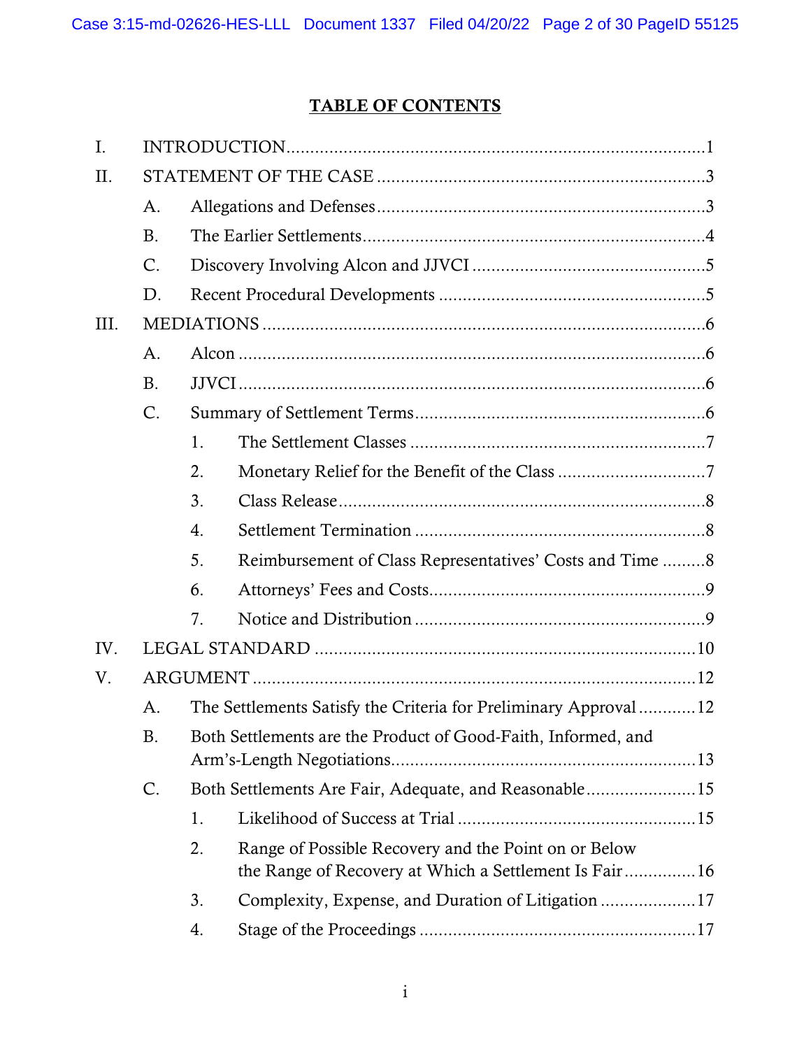# TABLE OF CONTENTS

I. INTRODUCTION ........................................................................................ 1

II. STATEMENT OF THE CASE ..................................................................... 3

  A. Allegations and Defenses ..................................................................... 3

  B. The Earlier Settlements ........................................................................ 4

  C. Discovery Involving Alcon and JJVCI ................................................. 5

  D. Recent Procedural Developments ........................................................ 5

III. MEDIATIONS ............................................................................................ 6

  A. Alcon ................................................................................................... 6

  B. JJVCI ................................................................................................... 6

  C. Summary of Settlement Terms ............................................................. 6

    1. The Settlement Classes ............................................................... 7

    2. Monetary Relief for the Benefit of the Class ............................... 7

    3. Class Release ............................................................................... 8

    4. Settlement Termination .............................................................. 8

    5. Reimbursement of Class Representatives' Costs and Time ......... 8

    6. Attorneys' Fees and Costs ........................................................... 9

    7. Notice and Distribution .............................................................. 9

IV. LEGAL STANDARD ................................................................................. 10

V. ARGUMENT .............................................................................................. 12

  A. The Settlements Satisfy the Criteria for Preliminary Approval ............ 12

  B. Both Settlements are the Product of Good-Faith, Informed, and Arm's-Length Negotiations ................................................................. 13

  C. Both Settlements Are Fair, Adequate, and Reasonable ........................ 15

    1. Likelihood of Success at Trial ..................................................... 15

    2. Range of Possible Recovery and the Point on or Below the Range of Recovery at Which a Settlement Is Fair ............... 16

    3. Complexity, Expense, and Duration of Litigation ..................... 17

    4. Stage of the Proceedings ............................................................ 17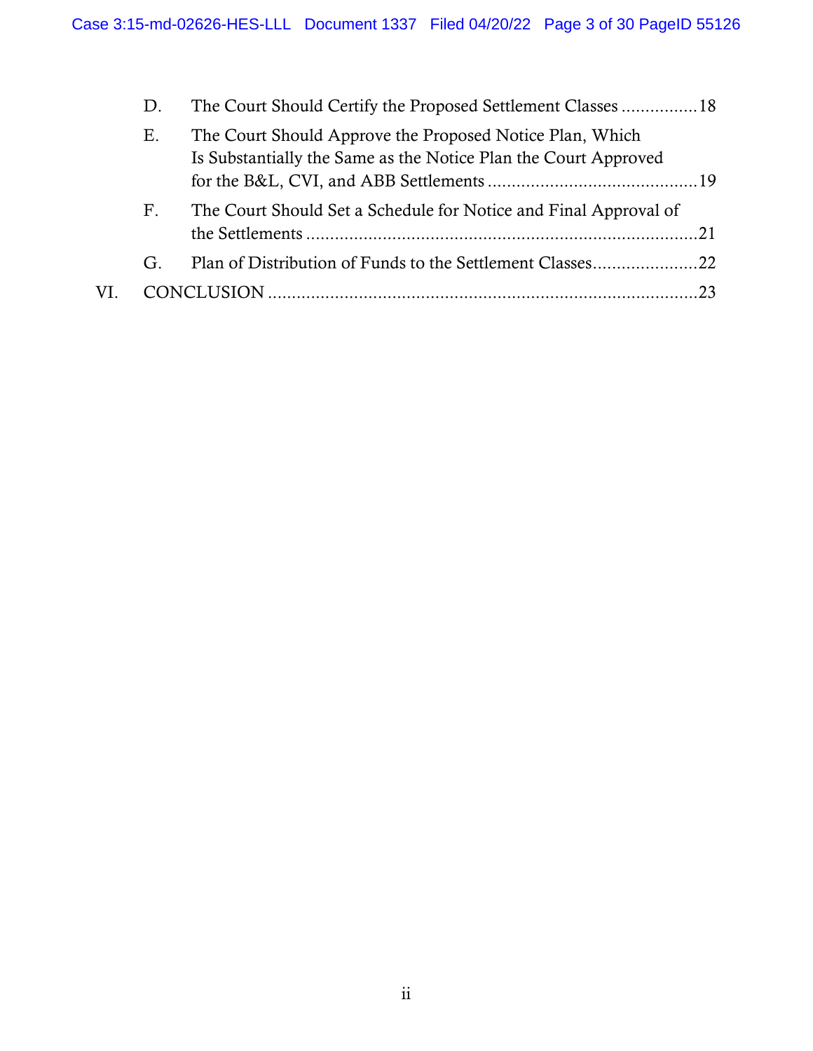D. The Court Should Certify the Proposed Settlement Classes ................18

E. The Court Should Approve the Proposed Notice Plan, Which Is Substantially the Same as the Notice Plan the Court Approved for the B&L, CVI, and ABB Settlements ............................................19

F. The Court Should Set a Schedule for Notice and Final Approval of the Settlements ..................................................................................21

G. Plan of Distribution of Funds to the Settlement Classes......................22

VI. CONCLUSION .........................................................................................23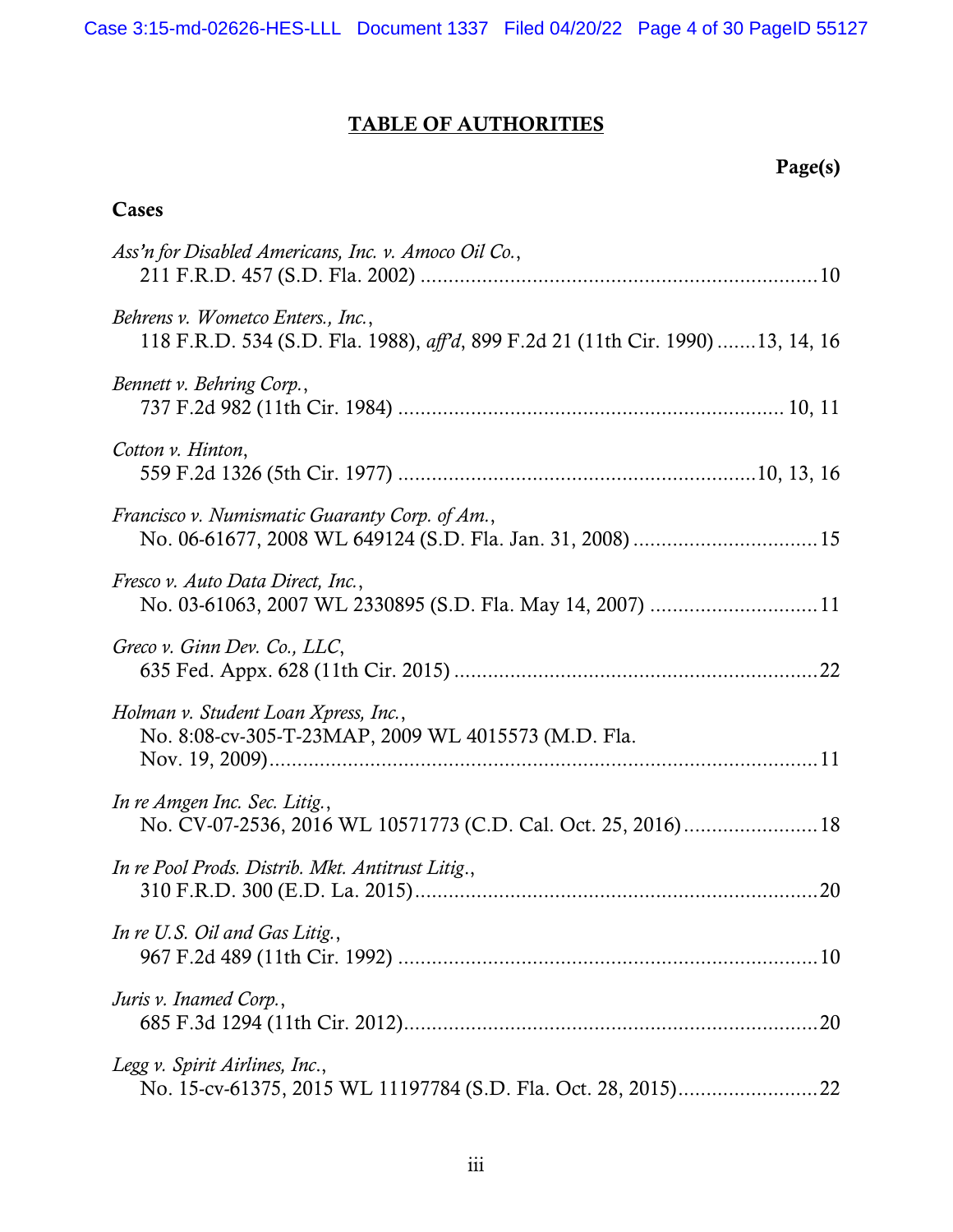# TABLE OF AUTHORITIES

**Page(s)**

**Cases**

*Ass'n for Disabled Americans, Inc. v. Amoco Oil Co.*,
211 F.R.D. 457 (S.D. Fla. 2002) ........................................................................ 10

*Behrens v. Wometco Enters., Inc.*,
118 F.R.D. 534 (S.D. Fla. 1988), *aff'd*, 899 F.2d 21 (11th Cir. 1990) .......13, 14, 16

*Bennett v. Behring Corp.*,
737 F.2d 982 (11th Cir. 1984) ..................................................................... 10, 11

*Cotton v. Hinton*,
559 F.2d 1326 (5th Cir. 1977) ................................................................10, 13, 16

*Francisco v. Numismatic Guaranty Corp. of Am.*,
No. 06-61677, 2008 WL 649124 (S.D. Fla. Jan. 31, 2008) ................................ 15

*Fresco v. Auto Data Direct, Inc.*,
No. 03-61063, 2007 WL 2330895 (S.D. Fla. May 14, 2007) ............................. 11

*Greco v. Ginn Dev. Co., LLC*,
635 Fed. Appx. 628 (11th Cir. 2015) ................................................................ 22

*Holman v. Student Loan Xpress, Inc.*,
No. 8:08-cv-305-T-23MAP, 2009 WL 4015573 (M.D. Fla.
Nov. 19, 2009) ................................................................................................. 11

*In re Amgen Inc. Sec. Litig.*,
No. CV-07-2536, 2016 WL 10571773 (C.D. Cal. Oct. 25, 2016) ....................... 18

*In re Pool Prods. Distrib. Mkt. Antitrust Litig.*,
310 F.R.D. 300 (E.D. La. 2015) ....................................................................... 20

*In re U.S. Oil and Gas Litig.*,
967 F.2d 489 (11th Cir. 1992) .......................................................................... 10

*Juris v. Inamed Corp.*,
685 F.3d 1294 (11th Cir. 2012) ........................................................................ 20

*Legg v. Spirit Airlines, Inc.*,
No. 15-cv-61375, 2015 WL 11197784 (S.D. Fla. Oct. 28, 2015) ........................ 22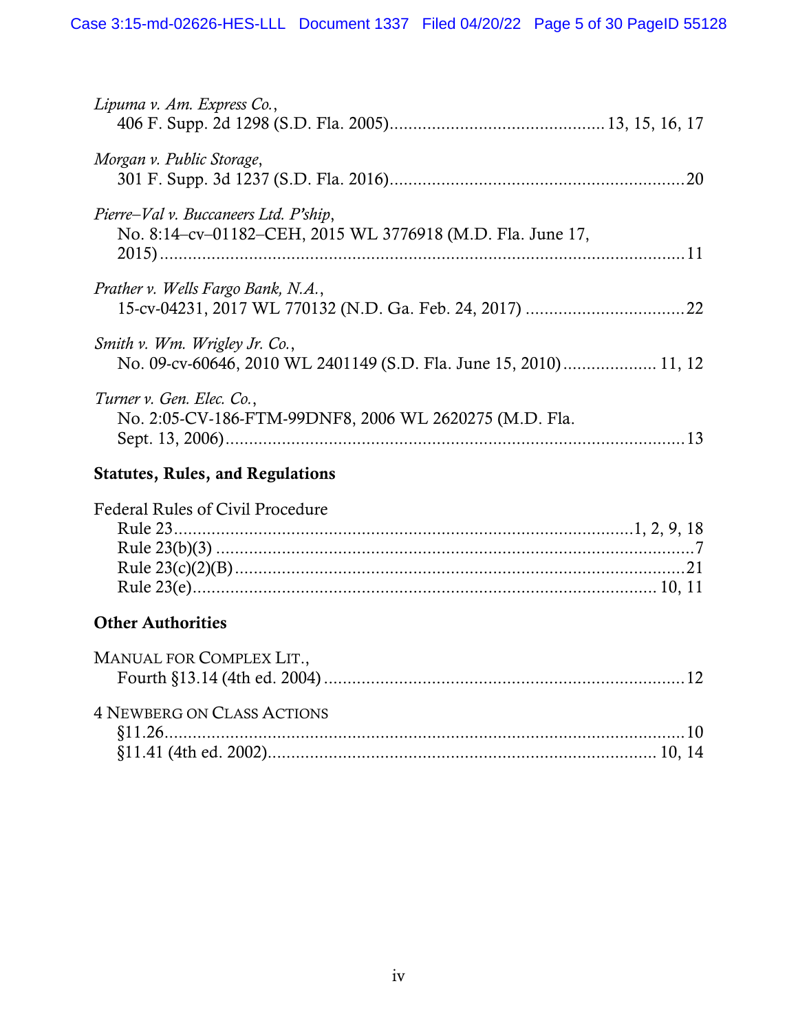*Lipuma v. Am. Express Co.*,
406 F. Supp. 2d 1298 (S.D. Fla. 2005) ............................................ 13, 15, 16, 17

*Morgan v. Public Storage*,
301 F. Supp. 3d 1237 (S.D. Fla. 2016) .............................................................. 20

*Pierre–Val v. Buccaneers Ltd. P'ship*,
No. 8:14–cv–01182–CEH, 2015 WL 3776918 (M.D. Fla. June 17, 2015) .............................................................................................. 11

*Prather v. Wells Fargo Bank, N.A.*,
15-cv-04231, 2017 WL 770132 (N.D. Ga. Feb. 24, 2017) ................................. 22

*Smith v. Wm. Wrigley Jr. Co.*,
No. 09-cv-60646, 2010 WL 2401149 (S.D. Fla. June 15, 2010) .................... 11, 12

*Turner v. Gen. Elec. Co.*,
No. 2:05-CV-186-FTM-99DNF8, 2006 WL 2620275 (M.D. Fla. Sept. 13, 2006) .................................................................................................. 13

**Statutes, Rules, and Regulations**

Federal Rules of Civil Procedure
Rule 23 ........................................................................................... 1, 2, 9, 18
Rule 23(b)(3) ..................................................................................................... 7
Rule 23(c)(2)(B) ............................................................................................... 21
Rule 23(e) ................................................................................................. 10, 11

**Other Authorities**

MANUAL FOR COMPLEX LIT.,
Fourth §13.14 (4th ed. 2004) ............................................................................ 12

4 NEWBERG ON CLASS ACTIONS
§11.26 ................................................................................................................ 10
§11.41 (4th ed. 2002) ................................................................................. 10, 14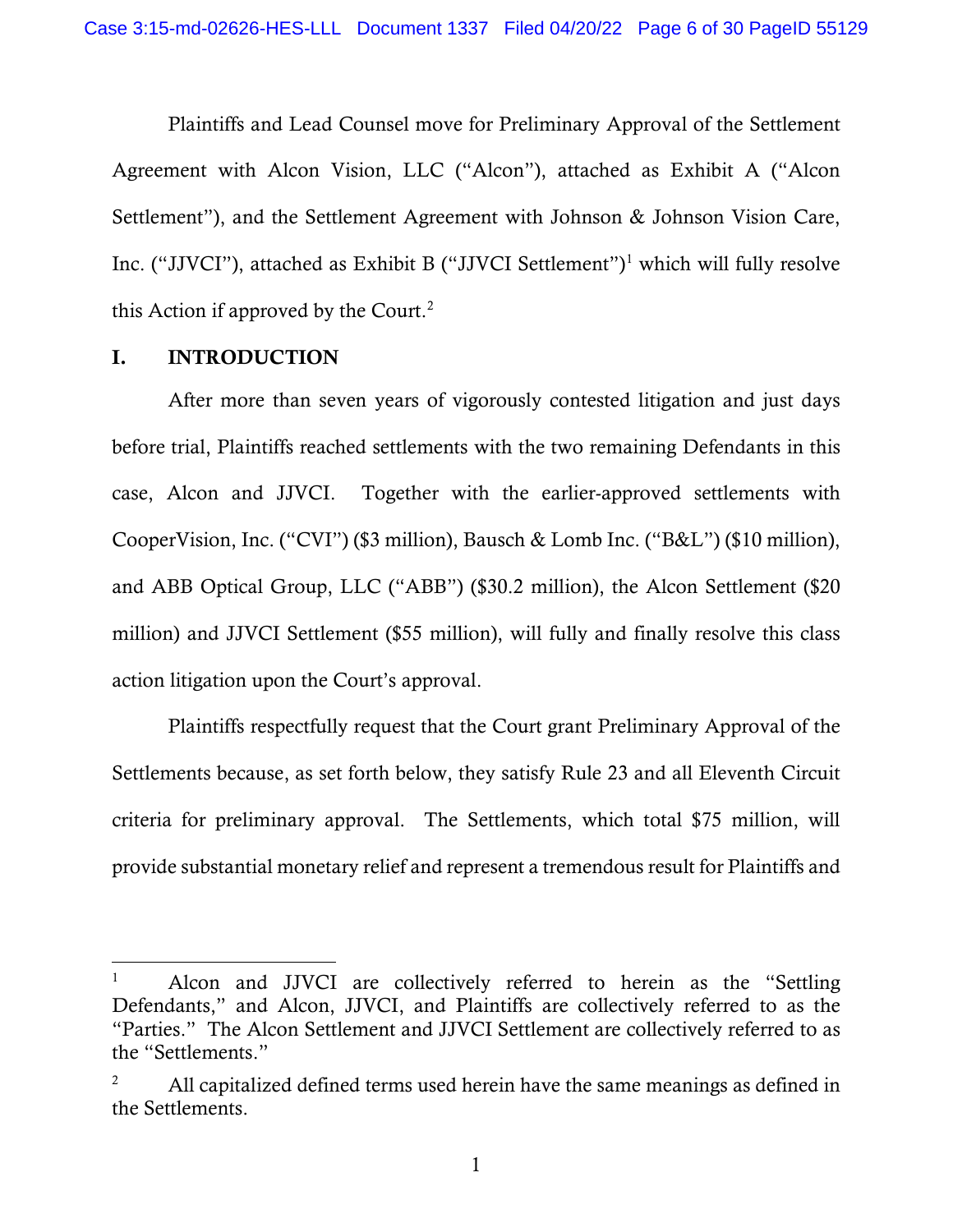Plaintiffs and Lead Counsel move for Preliminary Approval of the Settlement Agreement with Alcon Vision, LLC ("Alcon"), attached as Exhibit A ("Alcon Settlement"), and the Settlement Agreement with Johnson & Johnson Vision Care, Inc. ("JJVCI"), attached as Exhibit B ("JJVCI Settlement")[1] which will fully resolve this Action if approved by the Court.[2]

## I. INTRODUCTION

After more than seven years of vigorously contested litigation and just days before trial, Plaintiffs reached settlements with the two remaining Defendants in this case, Alcon and JJVCI. Together with the earlier-approved settlements with CooperVision, Inc. ("CVI") ($3 million), Bausch & Lomb Inc. ("B&L") ($10 million), and ABB Optical Group, LLC ("ABB") ($30.2 million), the Alcon Settlement ($20 million) and JJVCI Settlement ($55 million), will fully and finally resolve this class action litigation upon the Court's approval.

Plaintiffs respectfully request that the Court grant Preliminary Approval of the Settlements because, as set forth below, they satisfy Rule 23 and all Eleventh Circuit criteria for preliminary approval. The Settlements, which total $75 million, will provide substantial monetary relief and represent a tremendous result for Plaintiffs and

---

[1] Alcon and JJVCI are collectively referred to herein as the "Settling Defendants," and Alcon, JJVCI, and Plaintiffs are collectively referred to as the "Parties." The Alcon Settlement and JJVCI Settlement are collectively referred to as the "Settlements."

[2] All capitalized defined terms used herein have the same meanings as defined in the Settlements.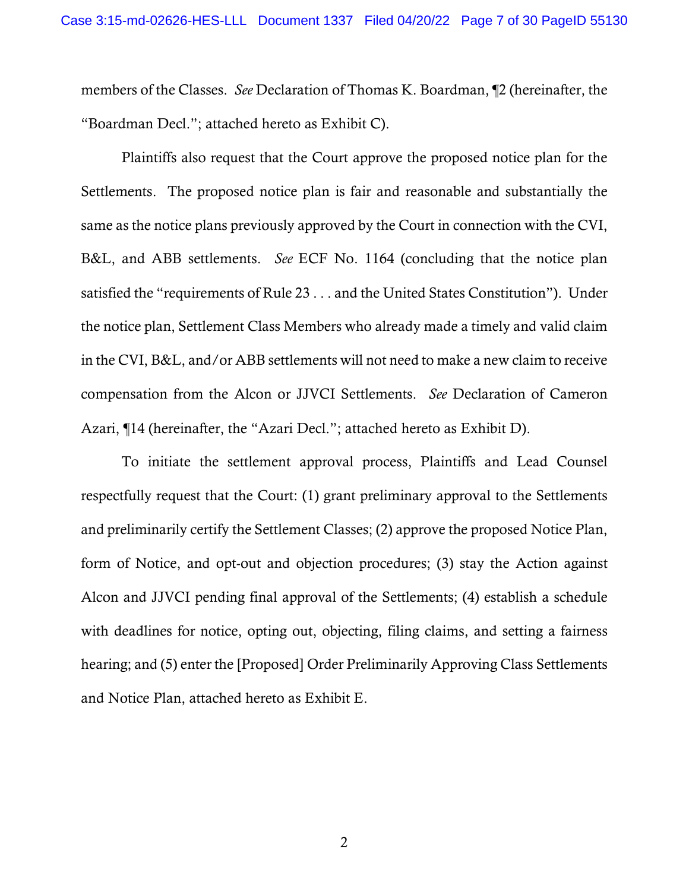members of the Classes. *See* Declaration of Thomas K. Boardman, ¶2 (hereinafter, the "Boardman Decl."; attached hereto as Exhibit C).

Plaintiffs also request that the Court approve the proposed notice plan for the Settlements. The proposed notice plan is fair and reasonable and substantially the same as the notice plans previously approved by the Court in connection with the CVI, B&L, and ABB settlements. *See* ECF No. 1164 (concluding that the notice plan satisfied the "requirements of Rule 23 . . . and the United States Constitution"). Under the notice plan, Settlement Class Members who already made a timely and valid claim in the CVI, B&L, and/or ABB settlements will not need to make a new claim to receive compensation from the Alcon or JJVCI Settlements. *See* Declaration of Cameron Azari, ¶14 (hereinafter, the "Azari Decl."; attached hereto as Exhibit D).

To initiate the settlement approval process, Plaintiffs and Lead Counsel respectfully request that the Court: (1) grant preliminary approval to the Settlements and preliminarily certify the Settlement Classes; (2) approve the proposed Notice Plan, form of Notice, and opt-out and objection procedures; (3) stay the Action against Alcon and JJVCI pending final approval of the Settlements; (4) establish a schedule with deadlines for notice, opting out, objecting, filing claims, and setting a fairness hearing; and (5) enter the [Proposed] Order Preliminarily Approving Class Settlements and Notice Plan, attached hereto as Exhibit E.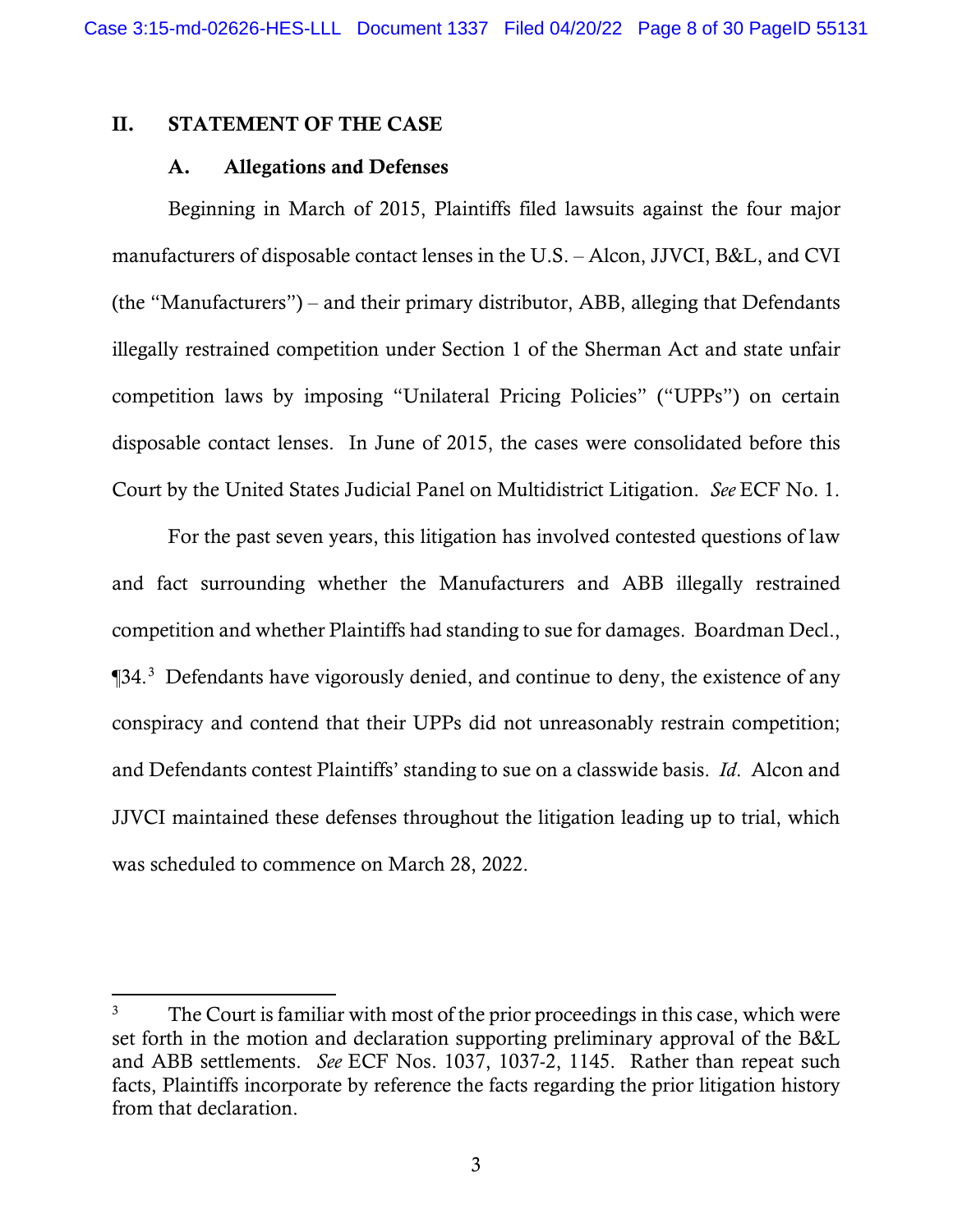## II. STATEMENT OF THE CASE

### A. Allegations and Defenses

Beginning in March of 2015, Plaintiffs filed lawsuits against the four major manufacturers of disposable contact lenses in the U.S. – Alcon, JJVCI, B&L, and CVI (the "Manufacturers") – and their primary distributor, ABB, alleging that Defendants illegally restrained competition under Section 1 of the Sherman Act and state unfair competition laws by imposing "Unilateral Pricing Policies" ("UPPs") on certain disposable contact lenses. In June of 2015, the cases were consolidated before this Court by the United States Judicial Panel on Multidistrict Litigation. *See* ECF No. 1.

For the past seven years, this litigation has involved contested questions of law and fact surrounding whether the Manufacturers and ABB illegally restrained competition and whether Plaintiffs had standing to sue for damages. Boardman Decl., ¶34.[3] Defendants have vigorously denied, and continue to deny, the existence of any conspiracy and contend that their UPPs did not unreasonably restrain competition; and Defendants contest Plaintiffs' standing to sue on a classwide basis. *Id*. Alcon and JJVCI maintained these defenses throughout the litigation leading up to trial, which was scheduled to commence on March 28, 2022.

---

[3] The Court is familiar with most of the prior proceedings in this case, which were set forth in the motion and declaration supporting preliminary approval of the B&L and ABB settlements. *See* ECF Nos. 1037, 1037-2, 1145. Rather than repeat such facts, Plaintiffs incorporate by reference the facts regarding the prior litigation history from that declaration.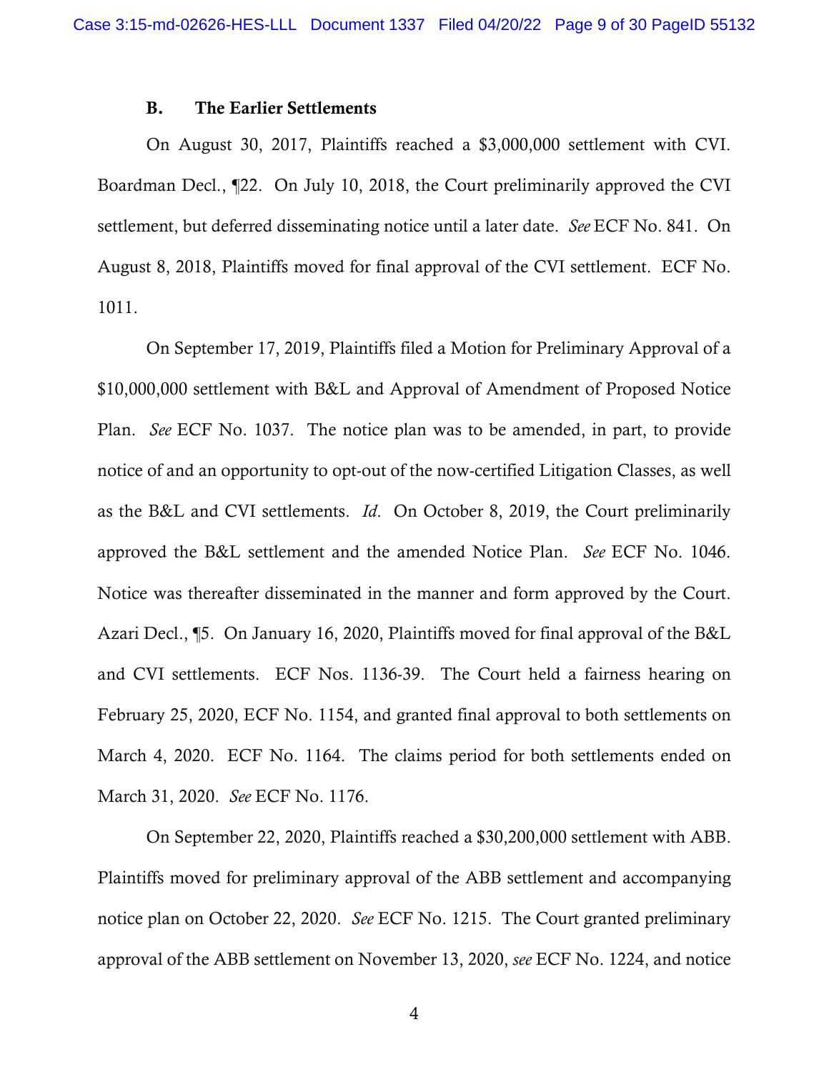### B. The Earlier Settlements

On August 30, 2017, Plaintiffs reached a $3,000,000 settlement with CVI. Boardman Decl., ¶22. On July 10, 2018, the Court preliminarily approved the CVI settlement, but deferred disseminating notice until a later date. *See* ECF No. 841. On August 8, 2018, Plaintiffs moved for final approval of the CVI settlement. ECF No. 1011.

On September 17, 2019, Plaintiffs filed a Motion for Preliminary Approval of a $10,000,000 settlement with B&L and Approval of Amendment of Proposed Notice Plan. *See* ECF No. 1037. The notice plan was to be amended, in part, to provide notice of and an opportunity to opt-out of the now-certified Litigation Classes, as well as the B&L and CVI settlements. *Id*. On October 8, 2019, the Court preliminarily approved the B&L settlement and the amended Notice Plan. *See* ECF No. 1046. Notice was thereafter disseminated in the manner and form approved by the Court. Azari Decl., ¶5. On January 16, 2020, Plaintiffs moved for final approval of the B&L and CVI settlements. ECF Nos. 1136-39. The Court held a fairness hearing on February 25, 2020, ECF No. 1154, and granted final approval to both settlements on March 4, 2020. ECF No. 1164. The claims period for both settlements ended on March 31, 2020. *See* ECF No. 1176.

On September 22, 2020, Plaintiffs reached a $30,200,000 settlement with ABB. Plaintiffs moved for preliminary approval of the ABB settlement and accompanying notice plan on October 22, 2020. *See* ECF No. 1215. The Court granted preliminary approval of the ABB settlement on November 13, 2020, *see* ECF No. 1224, and notice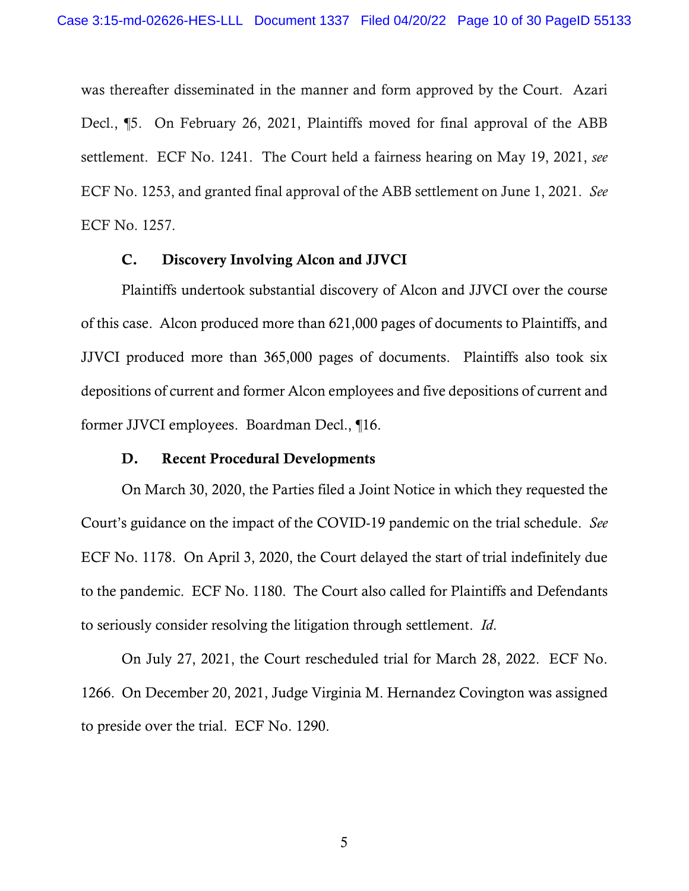was thereafter disseminated in the manner and form approved by the Court. Azari Decl., ¶5. On February 26, 2021, Plaintiffs moved for final approval of the ABB settlement. ECF No. 1241. The Court held a fairness hearing on May 19, 2021, *see* ECF No. 1253, and granted final approval of the ABB settlement on June 1, 2021. *See* ECF No. 1257.

### C. Discovery Involving Alcon and JJVCI

Plaintiffs undertook substantial discovery of Alcon and JJVCI over the course of this case. Alcon produced more than 621,000 pages of documents to Plaintiffs, and JJVCI produced more than 365,000 pages of documents. Plaintiffs also took six depositions of current and former Alcon employees and five depositions of current and former JJVCI employees. Boardman Decl., ¶16.

### D. Recent Procedural Developments

On March 30, 2020, the Parties filed a Joint Notice in which they requested the Court's guidance on the impact of the COVID-19 pandemic on the trial schedule. *See* ECF No. 1178. On April 3, 2020, the Court delayed the start of trial indefinitely due to the pandemic. ECF No. 1180. The Court also called for Plaintiffs and Defendants to seriously consider resolving the litigation through settlement. *Id.*

On July 27, 2021, the Court rescheduled trial for March 28, 2022. ECF No. 1266. On December 20, 2021, Judge Virginia M. Hernandez Covington was assigned to preside over the trial. ECF No. 1290.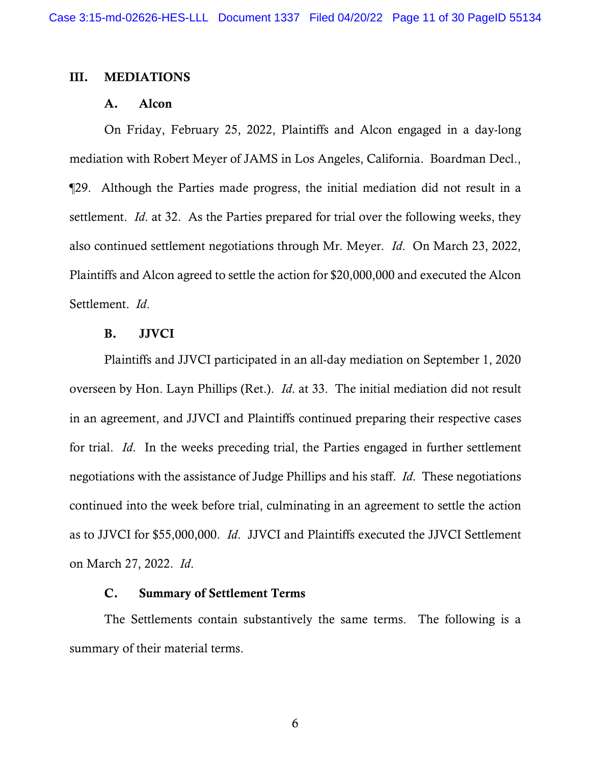## III. MEDIATIONS

### A. Alcon

On Friday, February 25, 2022, Plaintiffs and Alcon engaged in a day-long mediation with Robert Meyer of JAMS in Los Angeles, California. Boardman Decl., ¶29. Although the Parties made progress, the initial mediation did not result in a settlement. *Id*. at 32. As the Parties prepared for trial over the following weeks, they also continued settlement negotiations through Mr. Meyer. *Id*. On March 23, 2022, Plaintiffs and Alcon agreed to settle the action for $20,000,000 and executed the Alcon Settlement. *Id*.

### B. JJVCI

Plaintiffs and JJVCI participated in an all-day mediation on September 1, 2020 overseen by Hon. Layn Phillips (Ret.). *Id*. at 33. The initial mediation did not result in an agreement, and JJVCI and Plaintiffs continued preparing their respective cases for trial. *Id*. In the weeks preceding trial, the Parties engaged in further settlement negotiations with the assistance of Judge Phillips and his staff. *Id*. These negotiations continued into the week before trial, culminating in an agreement to settle the action as to JJVCI for $55,000,000. *Id*. JJVCI and Plaintiffs executed the JJVCI Settlement on March 27, 2022. *Id*.

### C. Summary of Settlement Terms

The Settlements contain substantively the same terms. The following is a summary of their material terms.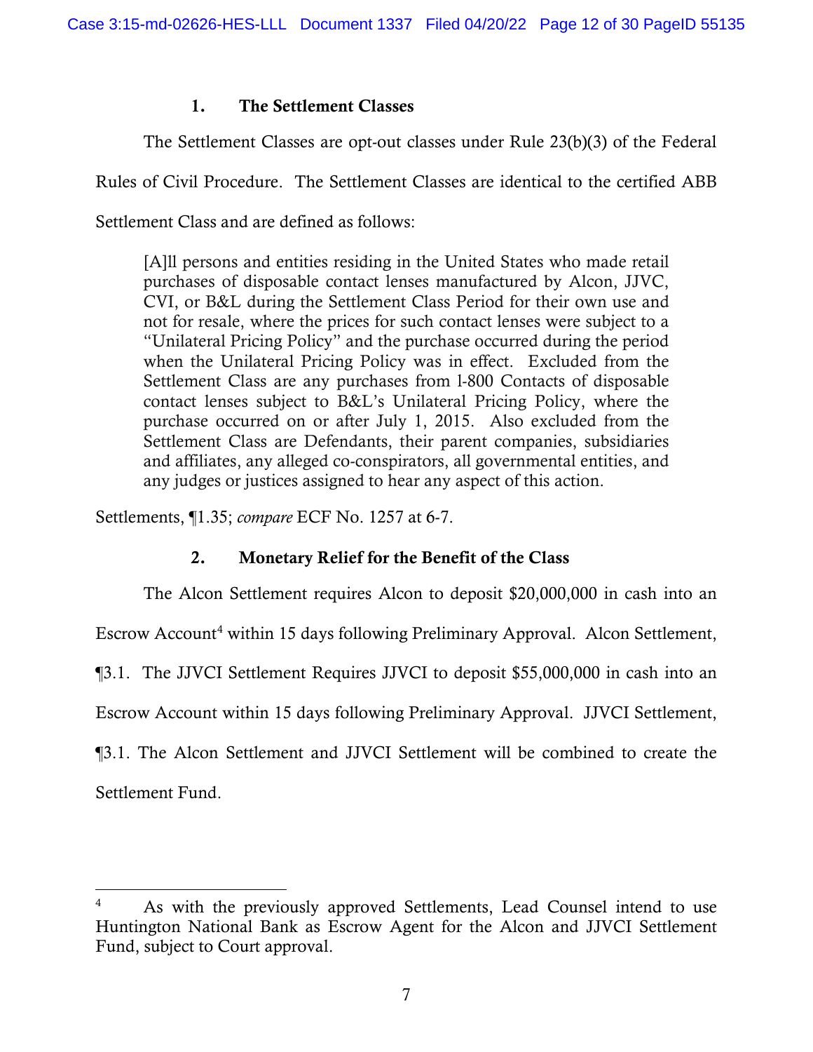### 1. The Settlement Classes

The Settlement Classes are opt-out classes under Rule 23(b)(3) of the Federal Rules of Civil Procedure. The Settlement Classes are identical to the certified ABB Settlement Class and are defined as follows:

> [A]ll persons and entities residing in the United States who made retail purchases of disposable contact lenses manufactured by Alcon, JJVC, CVI, or B&L during the Settlement Class Period for their own use and not for resale, where the prices for such contact lenses were subject to a "Unilateral Pricing Policy" and the purchase occurred during the period when the Unilateral Pricing Policy was in effect. Excluded from the Settlement Class are any purchases from 1-800 Contacts of disposable contact lenses subject to B&L's Unilateral Pricing Policy, where the purchase occurred on or after July 1, 2015. Also excluded from the Settlement Class are Defendants, their parent companies, subsidiaries and affiliates, any alleged co-conspirators, all governmental entities, and any judges or justices assigned to hear any aspect of this action.

Settlements, ¶1.35; *compare* ECF No. 1257 at 6-7.

### 2. Monetary Relief for the Benefit of the Class

The Alcon Settlement requires Alcon to deposit $20,000,000 in cash into an Escrow Account[4] within 15 days following Preliminary Approval. Alcon Settlement, ¶3.1. The JJVCI Settlement Requires JJVCI to deposit $55,000,000 in cash into an Escrow Account within 15 days following Preliminary Approval. JJVCI Settlement, ¶3.1. The Alcon Settlement and JJVCI Settlement will be combined to create the Settlement Fund.

---

[4] As with the previously approved Settlements, Lead Counsel intend to use Huntington National Bank as Escrow Agent for the Alcon and JJVCI Settlement Fund, subject to Court approval.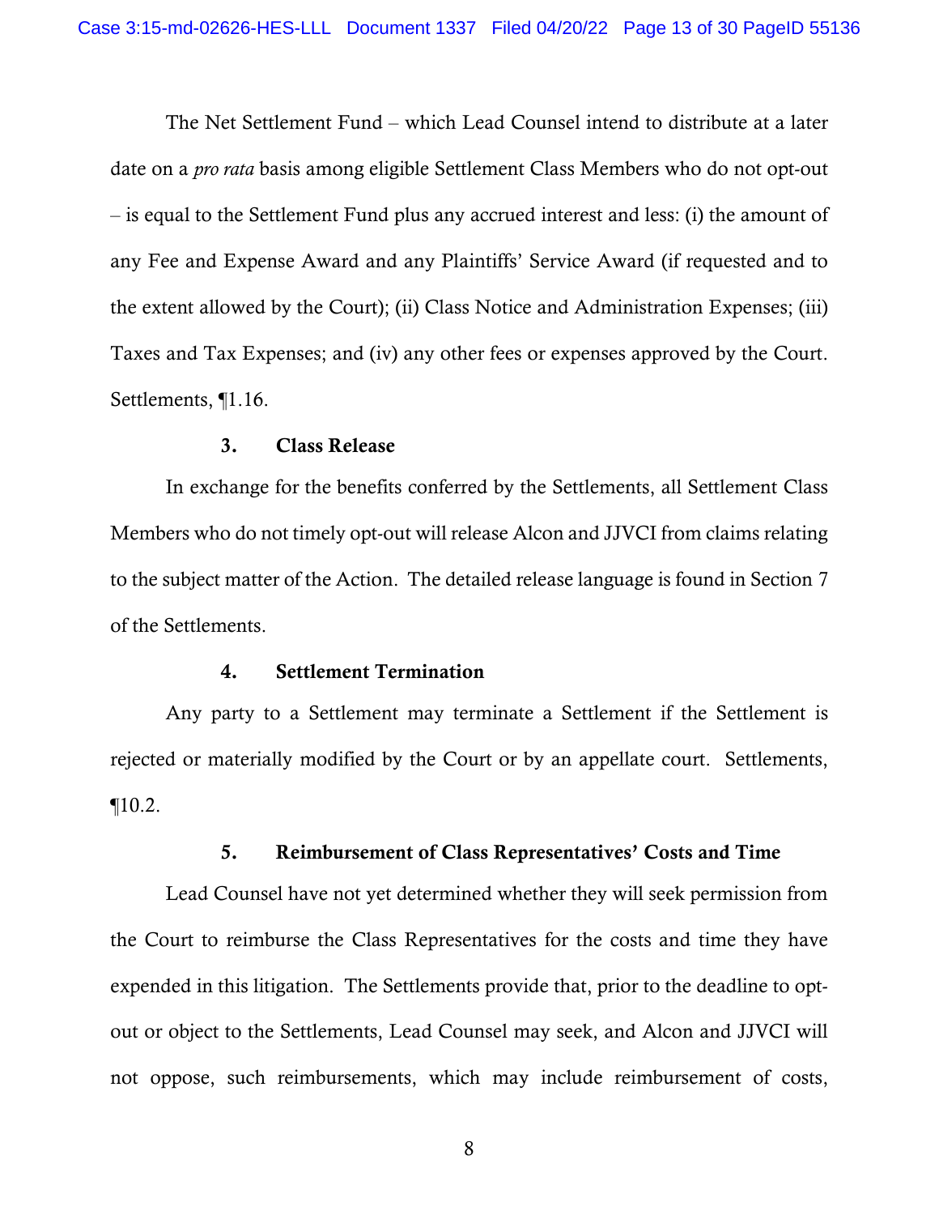The Net Settlement Fund – which Lead Counsel intend to distribute at a later date on a *pro rata* basis among eligible Settlement Class Members who do not opt-out – is equal to the Settlement Fund plus any accrued interest and less: (i) the amount of any Fee and Expense Award and any Plaintiffs' Service Award (if requested and to the extent allowed by the Court); (ii) Class Notice and Administration Expenses; (iii) Taxes and Tax Expenses; and (iv) any other fees or expenses approved by the Court. Settlements, ¶1.16.

### 3. Class Release

In exchange for the benefits conferred by the Settlements, all Settlement Class Members who do not timely opt-out will release Alcon and JJVCI from claims relating to the subject matter of the Action. The detailed release language is found in Section 7 of the Settlements.

### 4. Settlement Termination

Any party to a Settlement may terminate a Settlement if the Settlement is rejected or materially modified by the Court or by an appellate court. Settlements, ¶10.2.

### 5. Reimbursement of Class Representatives' Costs and Time

Lead Counsel have not yet determined whether they will seek permission from the Court to reimburse the Class Representatives for the costs and time they have expended in this litigation. The Settlements provide that, prior to the deadline to opt-out or object to the Settlements, Lead Counsel may seek, and Alcon and JJVCI will not oppose, such reimbursements, which may include reimbursement of costs,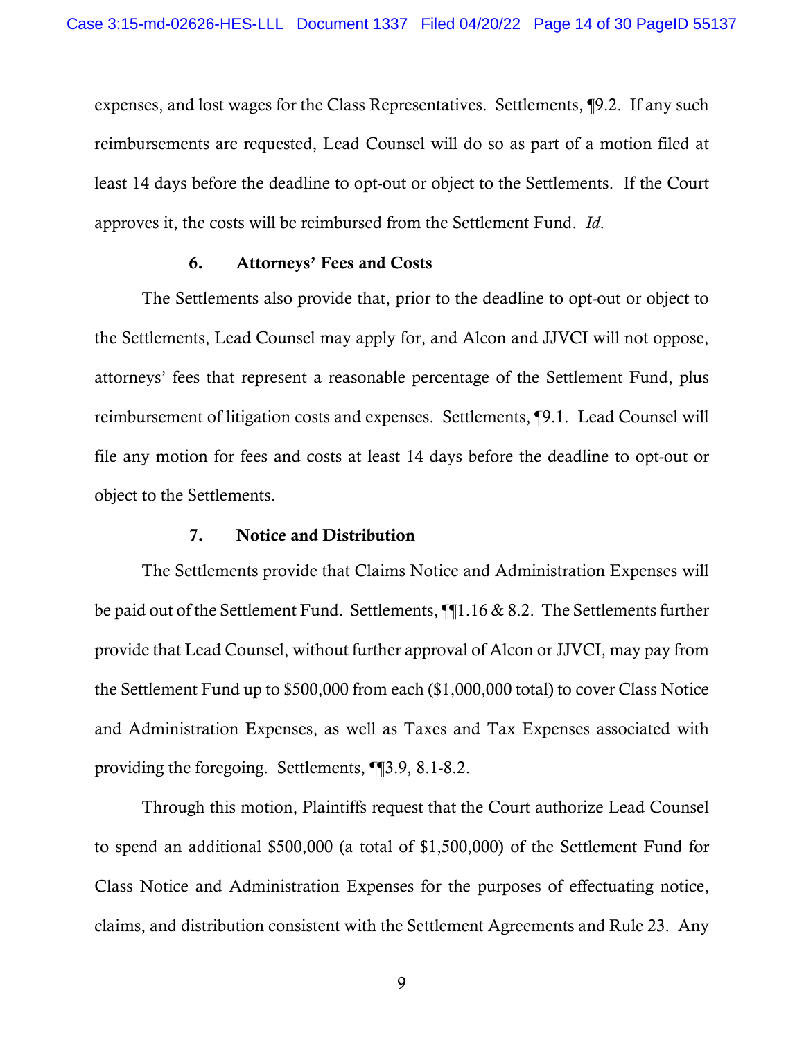expenses, and lost wages for the Class Representatives. Settlements, ¶9.2. If any such reimbursements are requested, Lead Counsel will do so as part of a motion filed at least 14 days before the deadline to opt-out or object to the Settlements. If the Court approves it, the costs will be reimbursed from the Settlement Fund. *Id.*

### 6. Attorneys' Fees and Costs

The Settlements also provide that, prior to the deadline to opt-out or object to the Settlements, Lead Counsel may apply for, and Alcon and JJVCI will not oppose, attorneys' fees that represent a reasonable percentage of the Settlement Fund, plus reimbursement of litigation costs and expenses. Settlements, ¶9.1. Lead Counsel will file any motion for fees and costs at least 14 days before the deadline to opt-out or object to the Settlements.

### 7. Notice and Distribution

The Settlements provide that Claims Notice and Administration Expenses will be paid out of the Settlement Fund. Settlements, ¶¶1.16 & 8.2. The Settlements further provide that Lead Counsel, without further approval of Alcon or JJVCI, may pay from the Settlement Fund up to $500,000 from each ($1,000,000 total) to cover Class Notice and Administration Expenses, as well as Taxes and Tax Expenses associated with providing the foregoing. Settlements, ¶¶3.9, 8.1-8.2.

Through this motion, Plaintiffs request that the Court authorize Lead Counsel to spend an additional $500,000 (a total of $1,500,000) of the Settlement Fund for Class Notice and Administration Expenses for the purposes of effectuating notice, claims, and distribution consistent with the Settlement Agreements and Rule 23. Any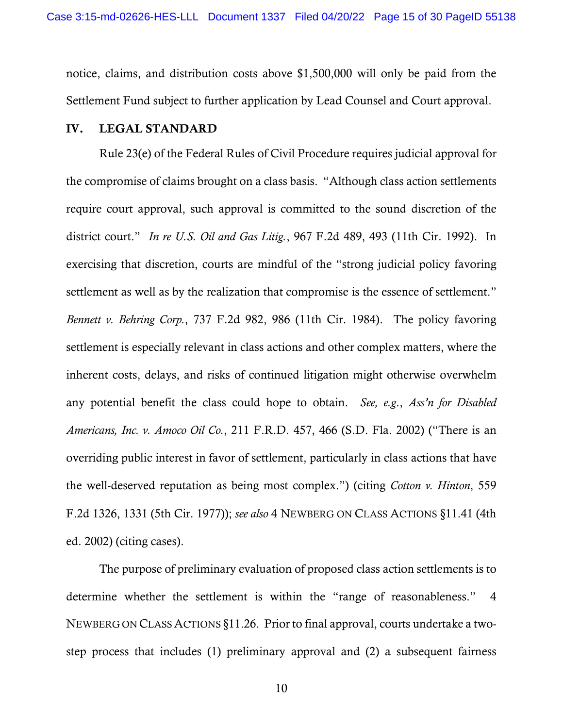notice, claims, and distribution costs above $1,500,000 will only be paid from the Settlement Fund subject to further application by Lead Counsel and Court approval.

## IV. LEGAL STANDARD

Rule 23(e) of the Federal Rules of Civil Procedure requires judicial approval for the compromise of claims brought on a class basis. "Although class action settlements require court approval, such approval is committed to the sound discretion of the district court." *In re U.S. Oil and Gas Litig.*, 967 F.2d 489, 493 (11th Cir. 1992). In exercising that discretion, courts are mindful of the "strong judicial policy favoring settlement as well as by the realization that compromise is the essence of settlement." *Bennett v. Behring Corp.*, 737 F.2d 982, 986 (11th Cir. 1984). The policy favoring settlement is especially relevant in class actions and other complex matters, where the inherent costs, delays, and risks of continued litigation might otherwise overwhelm any potential benefit the class could hope to obtain. *See, e.g.*, *Ass'n for Disabled Americans, Inc. v. Amoco Oil Co.*, 211 F.R.D. 457, 466 (S.D. Fla. 2002) ("There is an overriding public interest in favor of settlement, particularly in class actions that have the well-deserved reputation as being most complex.") (citing *Cotton v. Hinton*, 559 F.2d 1326, 1331 (5th Cir. 1977)); *see also* 4 NEWBERG ON CLASS ACTIONS §11.41 (4th ed. 2002) (citing cases).

The purpose of preliminary evaluation of proposed class action settlements is to determine whether the settlement is within the "range of reasonableness." 4 NEWBERG ON CLASS ACTIONS §11.26. Prior to final approval, courts undertake a two-step process that includes (1) preliminary approval and (2) a subsequent fairness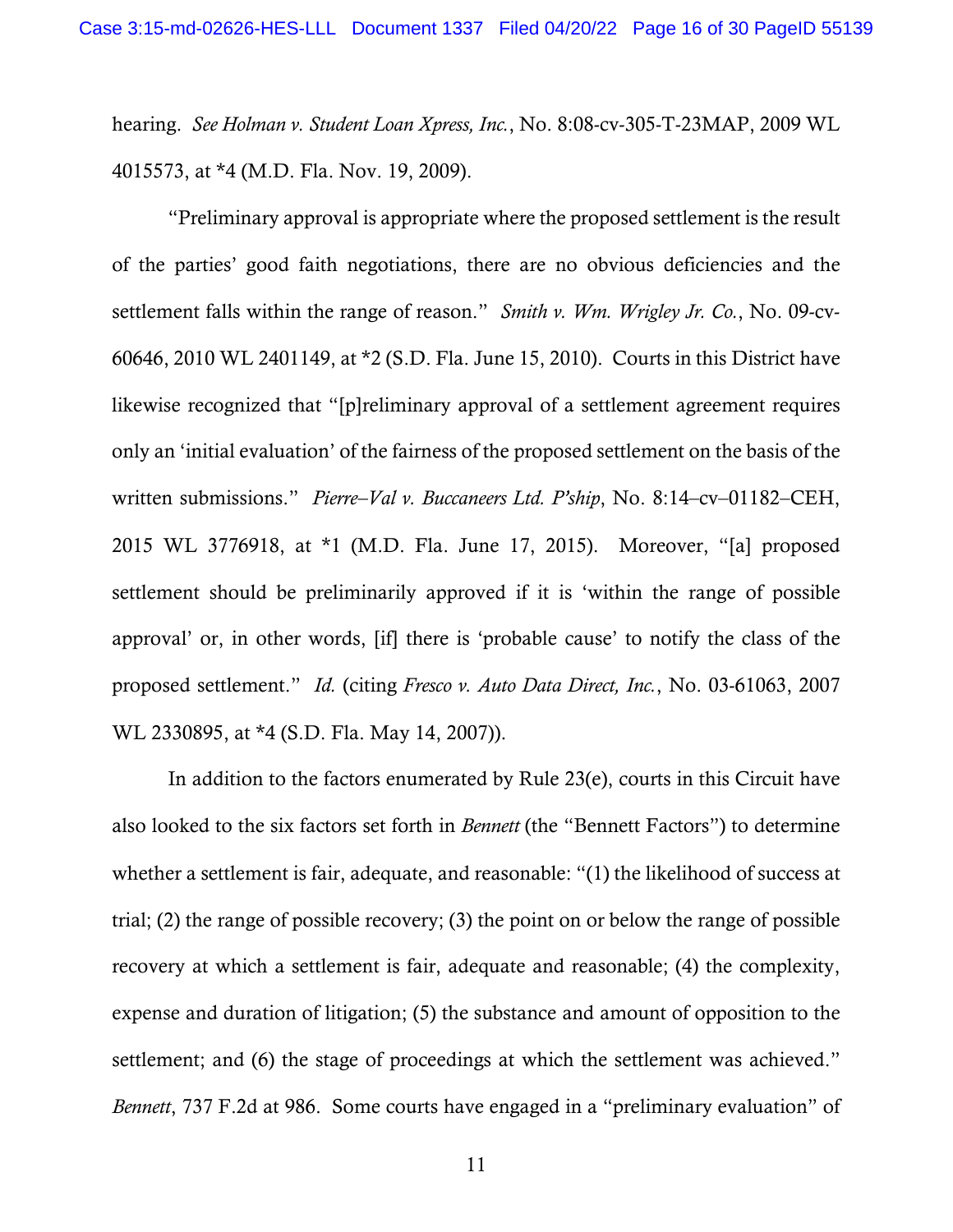hearing. *See Holman v. Student Loan Xpress, Inc.*, No. 8:08-cv-305-T-23MAP, 2009 WL 4015573, at *4 (M.D. Fla. Nov. 19, 2009).

"Preliminary approval is appropriate where the proposed settlement is the result of the parties' good faith negotiations, there are no obvious deficiencies and the settlement falls within the range of reason." *Smith v. Wm. Wrigley Jr. Co.*, No. 09-cv-60646, 2010 WL 2401149, at *2 (S.D. Fla. June 15, 2010). Courts in this District have likewise recognized that "[p]reliminary approval of a settlement agreement requires only an 'initial evaluation' of the fairness of the proposed settlement on the basis of the written submissions." *Pierre–Val v. Buccaneers Ltd. P'ship*, No. 8:14–cv–01182–CEH, 2015 WL 3776918, at *1 (M.D. Fla. June 17, 2015). Moreover, "[a] proposed settlement should be preliminarily approved if it is 'within the range of possible approval' or, in other words, [if] there is 'probable cause' to notify the class of the proposed settlement." *Id.* (citing *Fresco v. Auto Data Direct, Inc.*, No. 03-61063, 2007 WL 2330895, at *4 (S.D. Fla. May 14, 2007)).

In addition to the factors enumerated by Rule 23(e), courts in this Circuit have also looked to the six factors set forth in *Bennett* (the "Bennett Factors") to determine whether a settlement is fair, adequate, and reasonable: "(1) the likelihood of success at trial; (2) the range of possible recovery; (3) the point on or below the range of possible recovery at which a settlement is fair, adequate and reasonable; (4) the complexity, expense and duration of litigation; (5) the substance and amount of opposition to the settlement; and (6) the stage of proceedings at which the settlement was achieved." *Bennett*, 737 F.2d at 986. Some courts have engaged in a "preliminary evaluation" of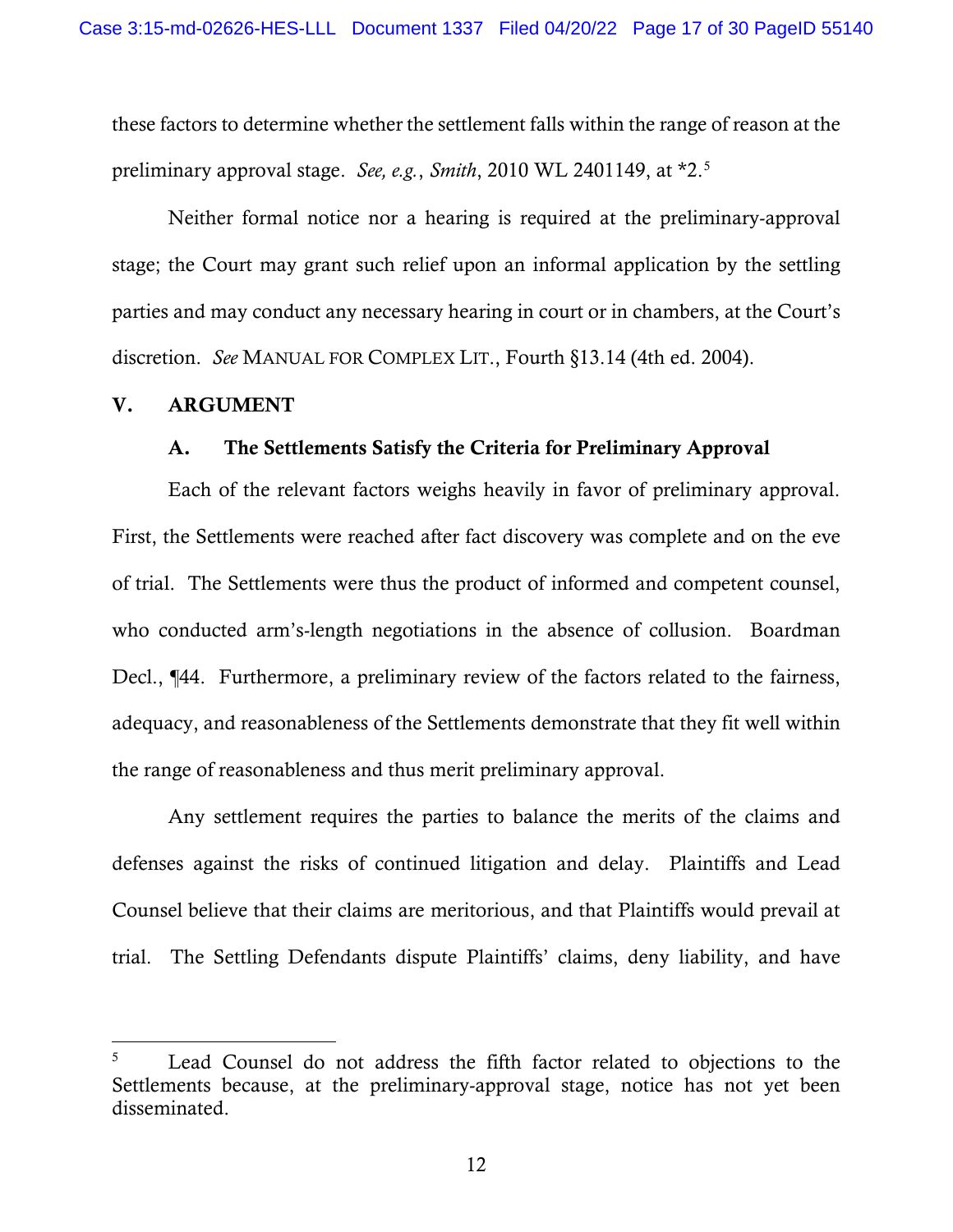these factors to determine whether the settlement falls within the range of reason at the preliminary approval stage. *See, e.g.*, *Smith*, 2010 WL 2401149, at *2.[5]

Neither formal notice nor a hearing is required at the preliminary-approval stage; the Court may grant such relief upon an informal application by the settling parties and may conduct any necessary hearing in court or in chambers, at the Court's discretion. *See* MANUAL FOR COMPLEX LIT., Fourth §13.14 (4th ed. 2004).

## V. ARGUMENT

### A. The Settlements Satisfy the Criteria for Preliminary Approval

Each of the relevant factors weighs heavily in favor of preliminary approval. First, the Settlements were reached after fact discovery was complete and on the eve of trial. The Settlements were thus the product of informed and competent counsel, who conducted arm's-length negotiations in the absence of collusion. Boardman Decl., ¶44. Furthermore, a preliminary review of the factors related to the fairness, adequacy, and reasonableness of the Settlements demonstrate that they fit well within the range of reasonableness and thus merit preliminary approval.

Any settlement requires the parties to balance the merits of the claims and defenses against the risks of continued litigation and delay. Plaintiffs and Lead Counsel believe that their claims are meritorious, and that Plaintiffs would prevail at trial. The Settling Defendants dispute Plaintiffs' claims, deny liability, and have

---

[5] Lead Counsel do not address the fifth factor related to objections to the Settlements because, at the preliminary-approval stage, notice has not yet been disseminated.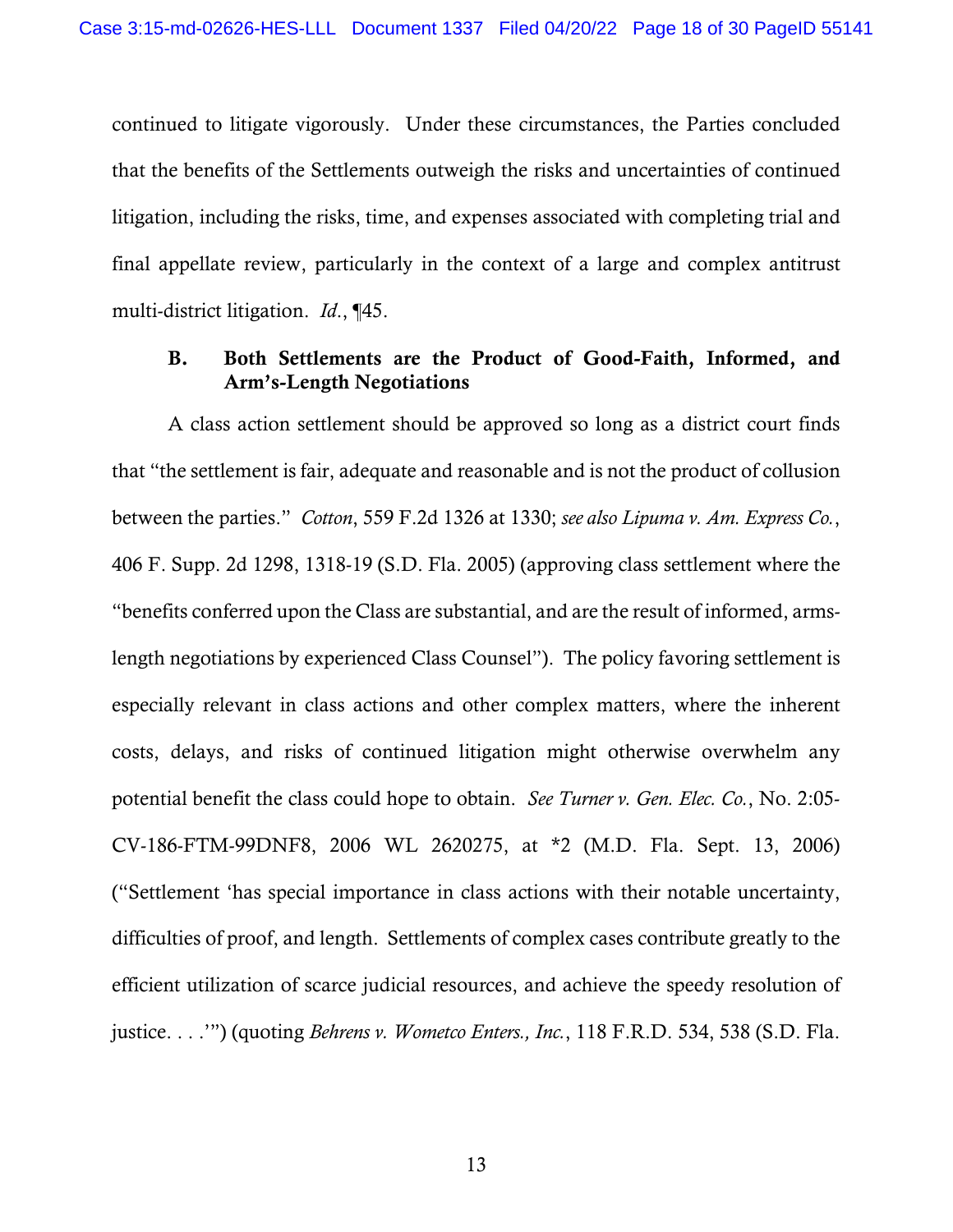continued to litigate vigorously. Under these circumstances, the Parties concluded that the benefits of the Settlements outweigh the risks and uncertainties of continued litigation, including the risks, time, and expenses associated with completing trial and final appellate review, particularly in the context of a large and complex antitrust multi-district litigation. *Id.*, ¶45.

### B. Both Settlements are the Product of Good-Faith, Informed, and Arm's-Length Negotiations

A class action settlement should be approved so long as a district court finds that "the settlement is fair, adequate and reasonable and is not the product of collusion between the parties." *Cotton*, 559 F.2d 1326 at 1330; *see also Lipuma v. Am. Express Co.*, 406 F. Supp. 2d 1298, 1318-19 (S.D. Fla. 2005) (approving class settlement where the "benefits conferred upon the Class are substantial, and are the result of informed, arms-length negotiations by experienced Class Counsel"). The policy favoring settlement is especially relevant in class actions and other complex matters, where the inherent costs, delays, and risks of continued litigation might otherwise overwhelm any potential benefit the class could hope to obtain. *See Turner v. Gen. Elec. Co.*, No. 2:05-CV-186-FTM-99DNF8, 2006 WL 2620275, at *2 (M.D. Fla. Sept. 13, 2006) ("Settlement 'has special importance in class actions with their notable uncertainty, difficulties of proof, and length. Settlements of complex cases contribute greatly to the efficient utilization of scarce judicial resources, and achieve the speedy resolution of justice. . . .'") (quoting *Behrens v. Wometco Enters., Inc.*, 118 F.R.D. 534, 538 (S.D. Fla.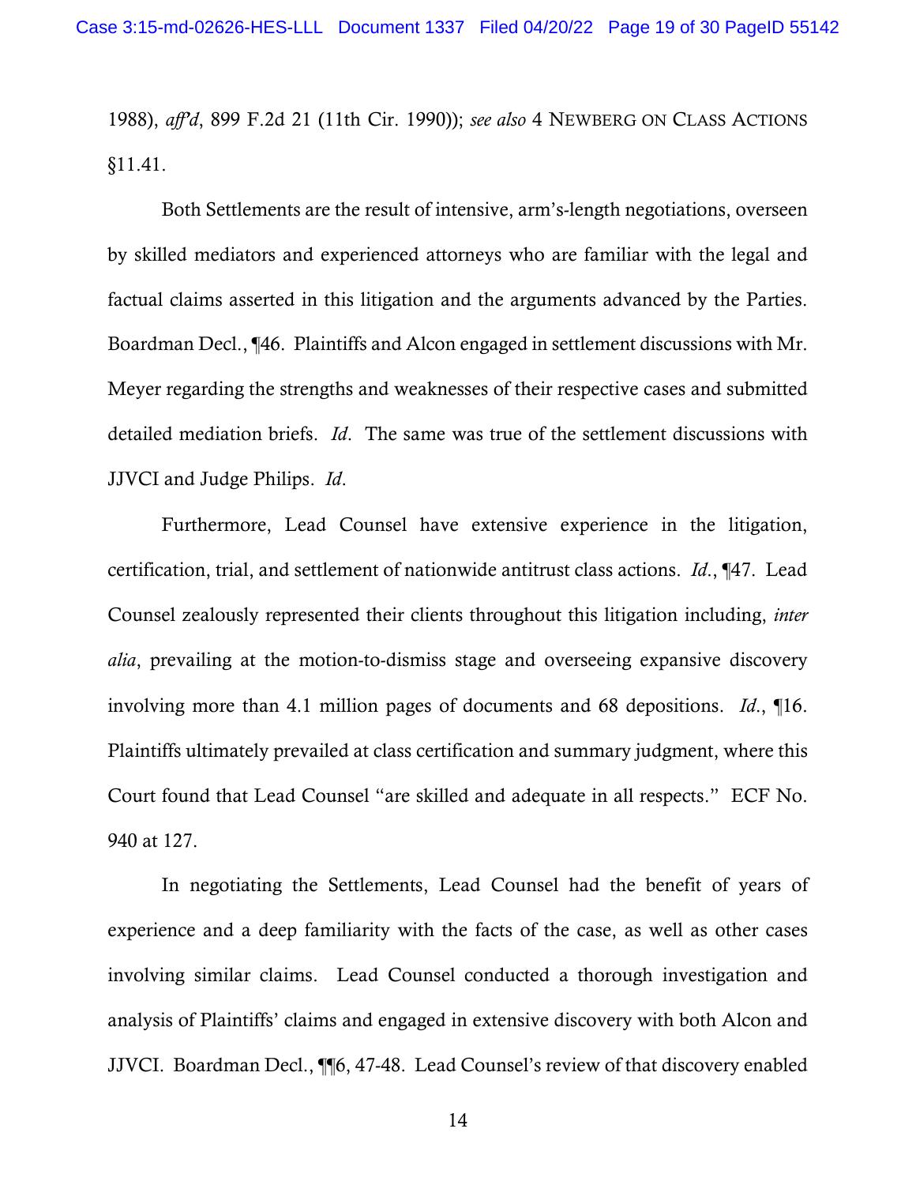1988), *aff'd*, 899 F.2d 21 (11th Cir. 1990)); *see also* 4 NEWBERG ON CLASS ACTIONS §11.41.

Both Settlements are the result of intensive, arm's-length negotiations, overseen by skilled mediators and experienced attorneys who are familiar with the legal and factual claims asserted in this litigation and the arguments advanced by the Parties. Boardman Decl., ¶46. Plaintiffs and Alcon engaged in settlement discussions with Mr. Meyer regarding the strengths and weaknesses of their respective cases and submitted detailed mediation briefs. *Id*. The same was true of the settlement discussions with JJVCI and Judge Philips. *Id*.

Furthermore, Lead Counsel have extensive experience in the litigation, certification, trial, and settlement of nationwide antitrust class actions. *Id*., ¶47. Lead Counsel zealously represented their clients throughout this litigation including, *inter alia*, prevailing at the motion-to-dismiss stage and overseeing expansive discovery involving more than 4.1 million pages of documents and 68 depositions. *Id*., ¶16. Plaintiffs ultimately prevailed at class certification and summary judgment, where this Court found that Lead Counsel "are skilled and adequate in all respects." ECF No. 940 at 127.

In negotiating the Settlements, Lead Counsel had the benefit of years of experience and a deep familiarity with the facts of the case, as well as other cases involving similar claims. Lead Counsel conducted a thorough investigation and analysis of Plaintiffs' claims and engaged in extensive discovery with both Alcon and JJVCI. Boardman Decl., ¶¶6, 47-48. Lead Counsel's review of that discovery enabled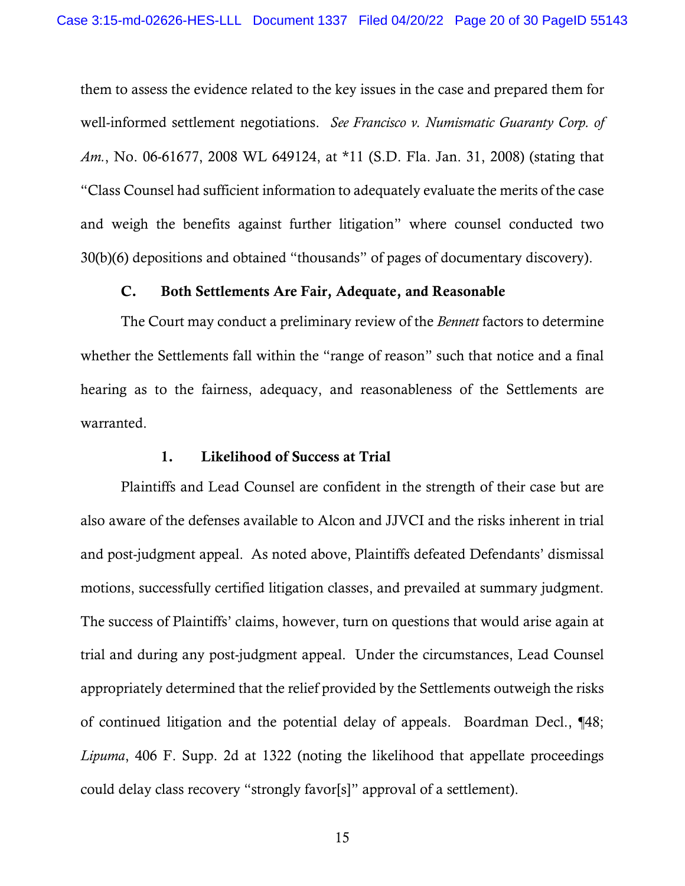them to assess the evidence related to the key issues in the case and prepared them for well-informed settlement negotiations. *See Francisco v. Numismatic Guaranty Corp. of Am.*, No. 06-61677, 2008 WL 649124, at *11 (S.D. Fla. Jan. 31, 2008) (stating that "Class Counsel had sufficient information to adequately evaluate the merits of the case and weigh the benefits against further litigation" where counsel conducted two 30(b)(6) depositions and obtained "thousands" of pages of documentary discovery).

### C. Both Settlements Are Fair, Adequate, and Reasonable

The Court may conduct a preliminary review of the *Bennett* factors to determine whether the Settlements fall within the "range of reason" such that notice and a final hearing as to the fairness, adequacy, and reasonableness of the Settlements are warranted.

#### 1. Likelihood of Success at Trial

Plaintiffs and Lead Counsel are confident in the strength of their case but are also aware of the defenses available to Alcon and JJVCI and the risks inherent in trial and post-judgment appeal. As noted above, Plaintiffs defeated Defendants' dismissal motions, successfully certified litigation classes, and prevailed at summary judgment. The success of Plaintiffs' claims, however, turn on questions that would arise again at trial and during any post-judgment appeal. Under the circumstances, Lead Counsel appropriately determined that the relief provided by the Settlements outweigh the risks of continued litigation and the potential delay of appeals. Boardman Decl., ¶48; *Lipuma*, 406 F. Supp. 2d at 1322 (noting the likelihood that appellate proceedings could delay class recovery "strongly favor[s]" approval of a settlement).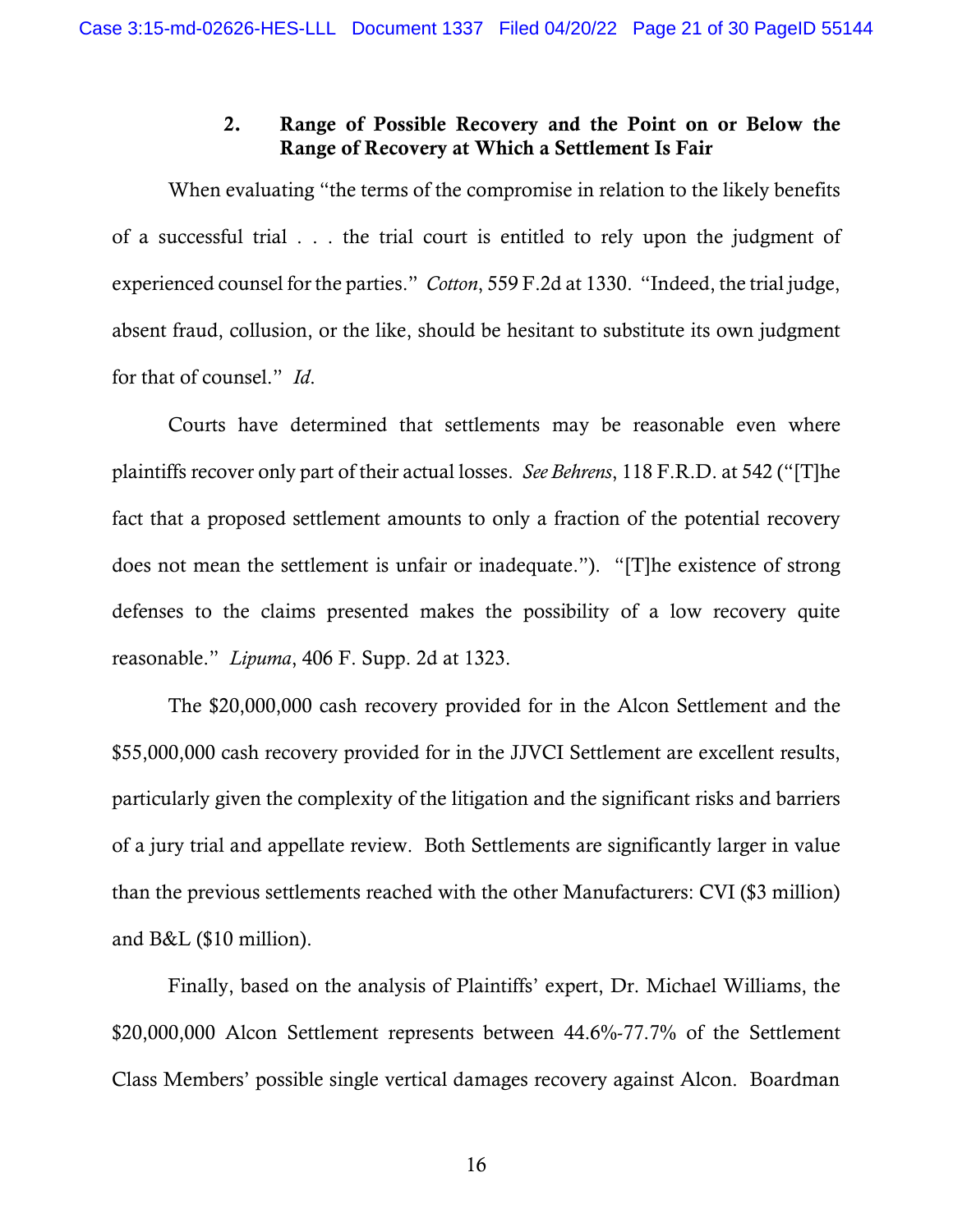### 2. Range of Possible Recovery and the Point on or Below the Range of Recovery at Which a Settlement Is Fair

When evaluating "the terms of the compromise in relation to the likely benefits of a successful trial . . . the trial court is entitled to rely upon the judgment of experienced counsel for the parties." *Cotton*, 559 F.2d at 1330. "Indeed, the trial judge, absent fraud, collusion, or the like, should be hesitant to substitute its own judgment for that of counsel." *Id*.

Courts have determined that settlements may be reasonable even where plaintiffs recover only part of their actual losses. *See Behrens*, 118 F.R.D. at 542 ("[T]he fact that a proposed settlement amounts to only a fraction of the potential recovery does not mean the settlement is unfair or inadequate."). "[T]he existence of strong defenses to the claims presented makes the possibility of a low recovery quite reasonable." *Lipuma*, 406 F. Supp. 2d at 1323.

The $20,000,000 cash recovery provided for in the Alcon Settlement and the $55,000,000 cash recovery provided for in the JJVCI Settlement are excellent results, particularly given the complexity of the litigation and the significant risks and barriers of a jury trial and appellate review. Both Settlements are significantly larger in value than the previous settlements reached with the other Manufacturers: CVI ($3 million) and B&L ($10 million).

Finally, based on the analysis of Plaintiffs' expert, Dr. Michael Williams, the $20,000,000 Alcon Settlement represents between 44.6%-77.7% of the Settlement Class Members' possible single vertical damages recovery against Alcon. Boardman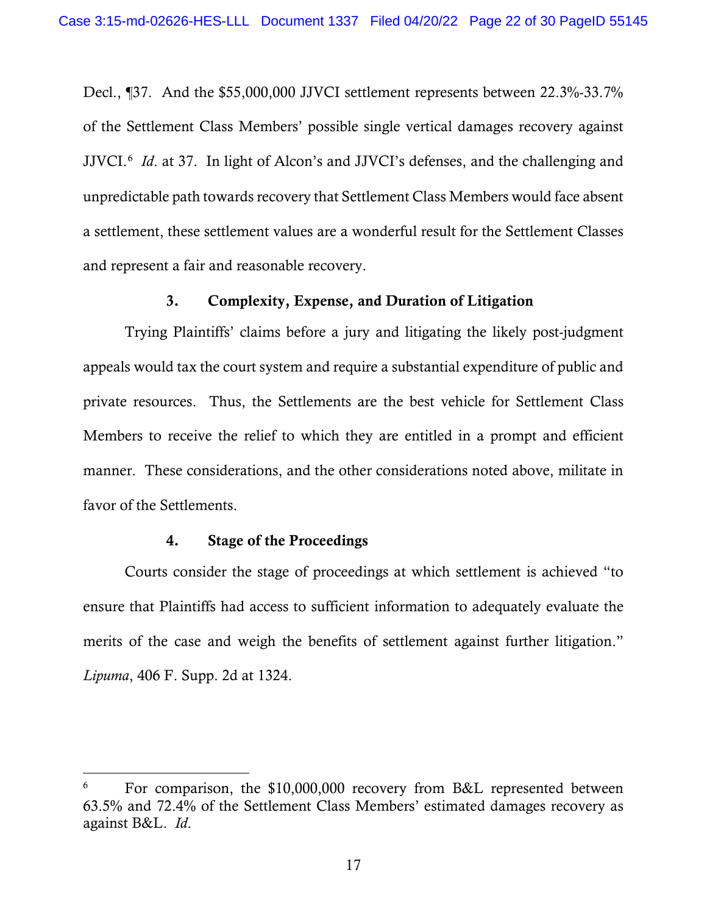Decl., ¶37. And the $55,000,000 JJVCI settlement represents between 22.3%-33.7% of the Settlement Class Members' possible single vertical damages recovery against JJVCI.[6] *Id*. at 37. In light of Alcon's and JJVCI's defenses, and the challenging and unpredictable path towards recovery that Settlement Class Members would face absent a settlement, these settlement values are a wonderful result for the Settlement Classes and represent a fair and reasonable recovery.

### 3. Complexity, Expense, and Duration of Litigation

Trying Plaintiffs' claims before a jury and litigating the likely post-judgment appeals would tax the court system and require a substantial expenditure of public and private resources. Thus, the Settlements are the best vehicle for Settlement Class Members to receive the relief to which they are entitled in a prompt and efficient manner. These considerations, and the other considerations noted above, militate in favor of the Settlements.

### 4. Stage of the Proceedings

Courts consider the stage of proceedings at which settlement is achieved "to ensure that Plaintiffs had access to sufficient information to adequately evaluate the merits of the case and weigh the benefits of settlement against further litigation." *Lipuma*, 406 F. Supp. 2d at 1324.

---

[6] For comparison, the $10,000,000 recovery from B&L represented between 63.5% and 72.4% of the Settlement Class Members' estimated damages recovery as against B&L. *Id*.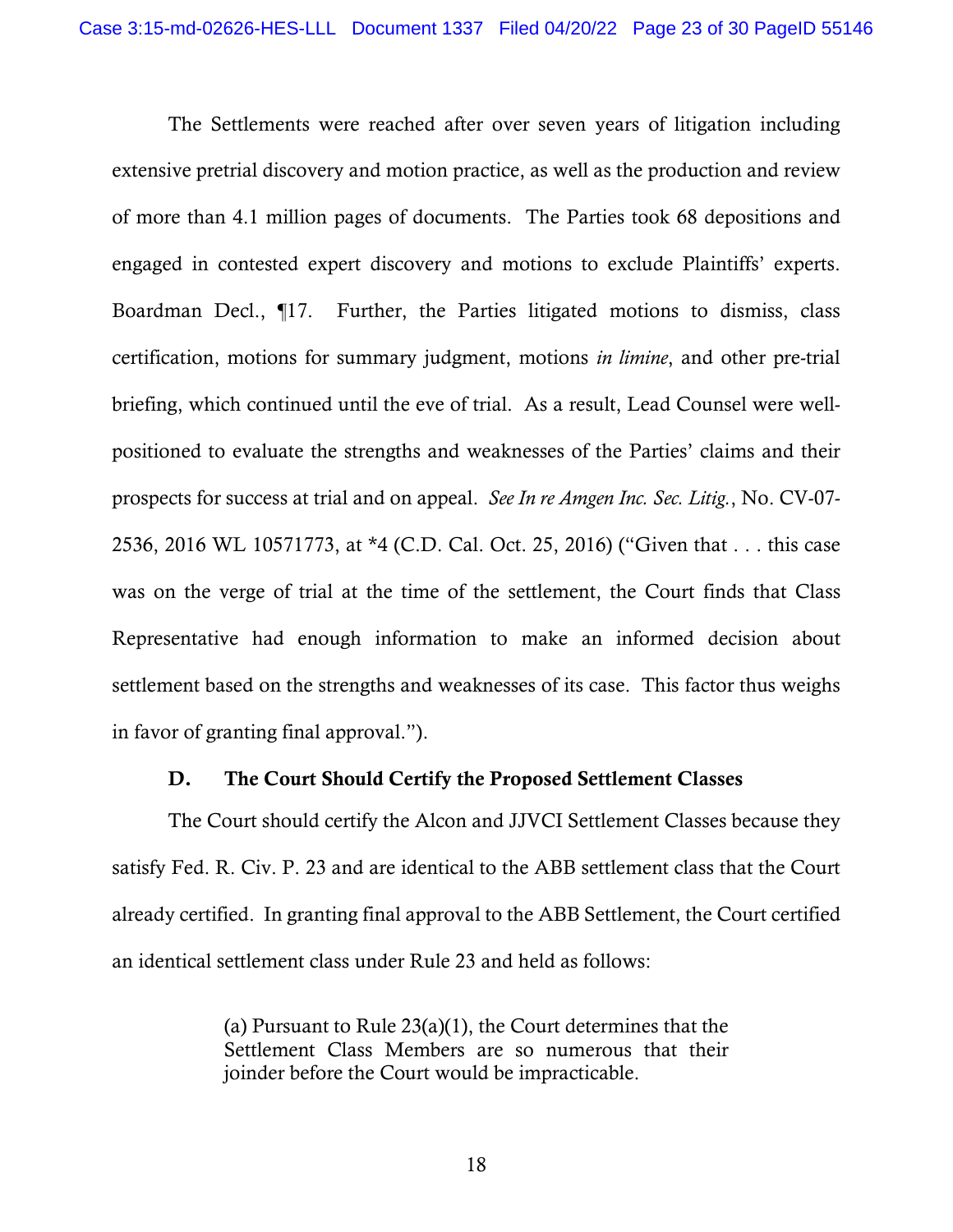The Settlements were reached after over seven years of litigation including extensive pretrial discovery and motion practice, as well as the production and review of more than 4.1 million pages of documents. The Parties took 68 depositions and engaged in contested expert discovery and motions to exclude Plaintiffs' experts. Boardman Decl., ¶17. Further, the Parties litigated motions to dismiss, class certification, motions for summary judgment, motions *in limine*, and other pre-trial briefing, which continued until the eve of trial. As a result, Lead Counsel were well-positioned to evaluate the strengths and weaknesses of the Parties' claims and their prospects for success at trial and on appeal. *See In re Amgen Inc. Sec. Litig.*, No. CV-07-2536, 2016 WL 10571773, at *4 (C.D. Cal. Oct. 25, 2016) ("Given that . . . this case was on the verge of trial at the time of the settlement, the Court finds that Class Representative had enough information to make an informed decision about settlement based on the strengths and weaknesses of its case. This factor thus weighs in favor of granting final approval.").

### D. The Court Should Certify the Proposed Settlement Classes

The Court should certify the Alcon and JJVCI Settlement Classes because they satisfy Fed. R. Civ. P. 23 and are identical to the ABB settlement class that the Court already certified. In granting final approval to the ABB Settlement, the Court certified an identical settlement class under Rule 23 and held as follows:

> (a) Pursuant to Rule 23(a)(1), the Court determines that the Settlement Class Members are so numerous that their joinder before the Court would be impracticable.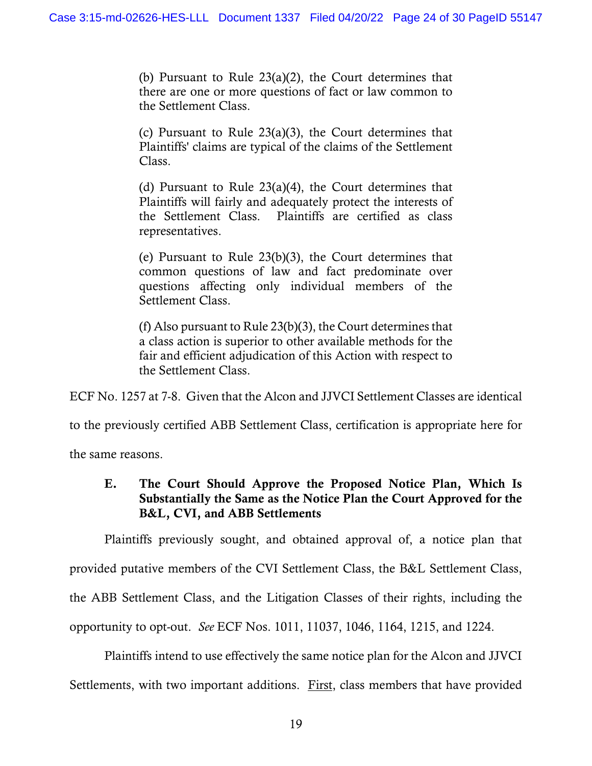> (b) Pursuant to Rule 23(a)(2), the Court determines that there are one or more questions of fact or law common to the Settlement Class.
>
> (c) Pursuant to Rule 23(a)(3), the Court determines that Plaintiffs' claims are typical of the claims of the Settlement Class.
>
> (d) Pursuant to Rule 23(a)(4), the Court determines that Plaintiffs will fairly and adequately protect the interests of the Settlement Class. Plaintiffs are certified as class representatives.
>
> (e) Pursuant to Rule 23(b)(3), the Court determines that common questions of law and fact predominate over questions affecting only individual members of the Settlement Class.
>
> (f) Also pursuant to Rule 23(b)(3), the Court determines that a class action is superior to other available methods for the fair and efficient adjudication of this Action with respect to the Settlement Class.

ECF No. 1257 at 7-8. Given that the Alcon and JJVCI Settlement Classes are identical to the previously certified ABB Settlement Class, certification is appropriate here for the same reasons.

### E. The Court Should Approve the Proposed Notice Plan, Which Is Substantially the Same as the Notice Plan the Court Approved for the B&L, CVI, and ABB Settlements

Plaintiffs previously sought, and obtained approval of, a notice plan that provided putative members of the CVI Settlement Class, the B&L Settlement Class, the ABB Settlement Class, and the Litigation Classes of their rights, including the opportunity to opt-out. *See* ECF Nos. 1011, 11037, 1046, 1164, 1215, and 1224.

Plaintiffs intend to use effectively the same notice plan for the Alcon and JJVCI Settlements, with two important additions. First, class members that have provided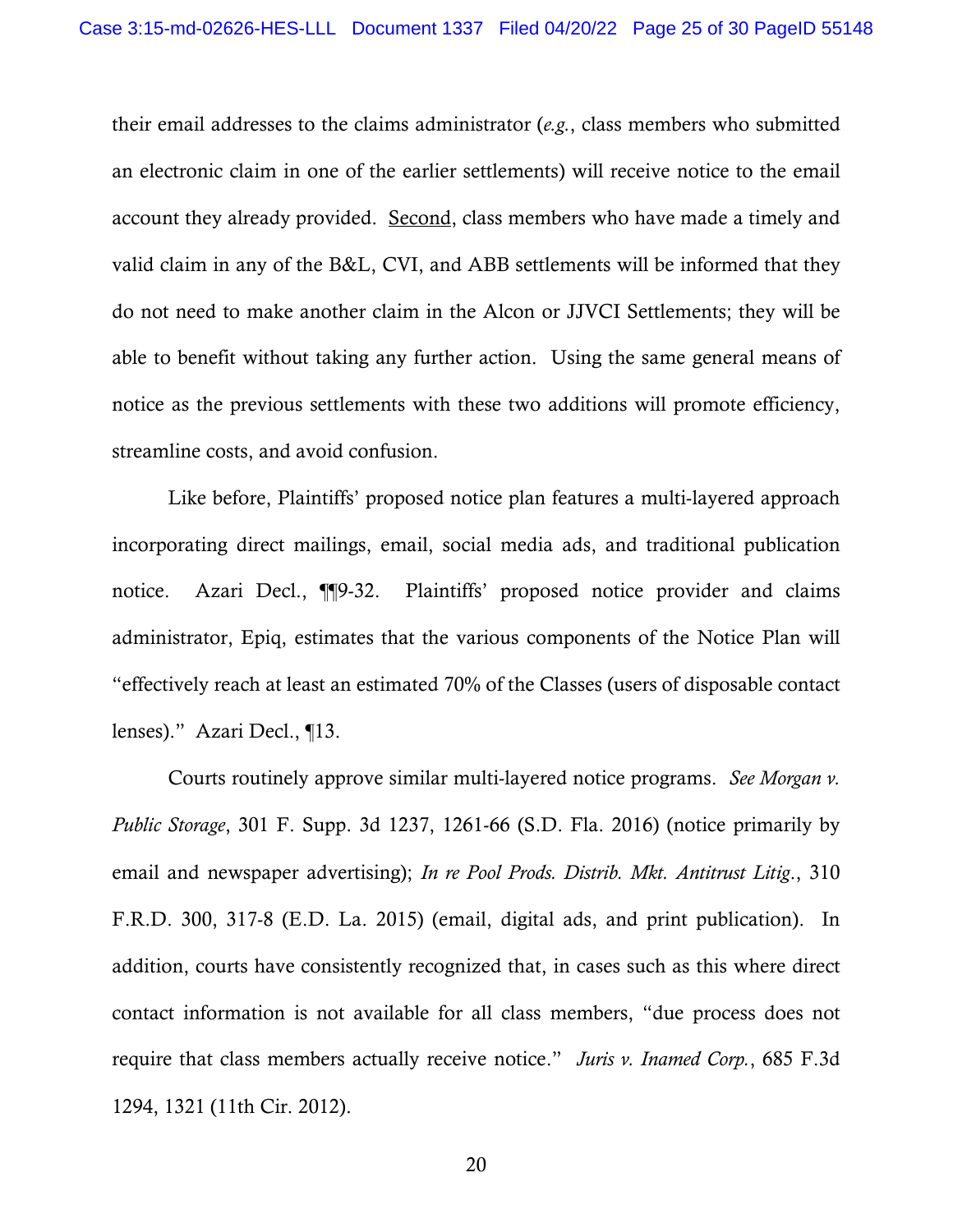their email addresses to the claims administrator (*e.g.*, class members who submitted an electronic claim in one of the earlier settlements) will receive notice to the email account they already provided. Second, class members who have made a timely and valid claim in any of the B&L, CVI, and ABB settlements will be informed that they do not need to make another claim in the Alcon or JJVCI Settlements; they will be able to benefit without taking any further action. Using the same general means of notice as the previous settlements with these two additions will promote efficiency, streamline costs, and avoid confusion.

Like before, Plaintiffs' proposed notice plan features a multi-layered approach incorporating direct mailings, email, social media ads, and traditional publication notice. Azari Decl., ¶¶9-32. Plaintiffs' proposed notice provider and claims administrator, Epiq, estimates that the various components of the Notice Plan will "effectively reach at least an estimated 70% of the Classes (users of disposable contact lenses)." Azari Decl., ¶13.

Courts routinely approve similar multi-layered notice programs. *See Morgan v. Public Storage*, 301 F. Supp. 3d 1237, 1261-66 (S.D. Fla. 2016) (notice primarily by email and newspaper advertising); *In re Pool Prods. Distrib. Mkt. Antitrust Litig*., 310 F.R.D. 300, 317-8 (E.D. La. 2015) (email, digital ads, and print publication). In addition, courts have consistently recognized that, in cases such as this where direct contact information is not available for all class members, "due process does not require that class members actually receive notice." *Juris v. Inamed Corp.*, 685 F.3d 1294, 1321 (11th Cir. 2012).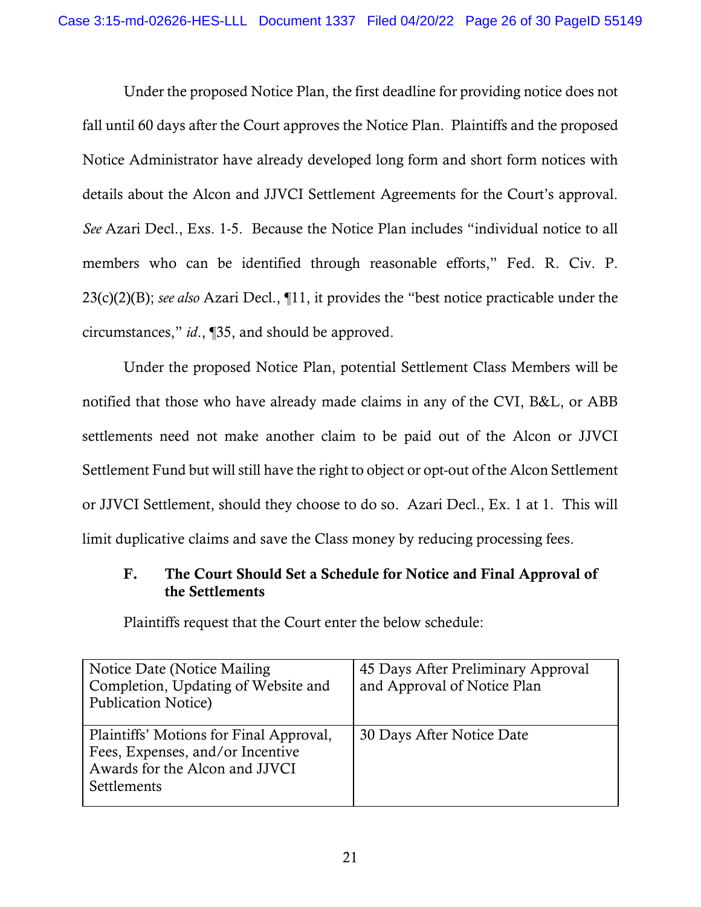Under the proposed Notice Plan, the first deadline for providing notice does not fall until 60 days after the Court approves the Notice Plan. Plaintiffs and the proposed Notice Administrator have already developed long form and short form notices with details about the Alcon and JJVCI Settlement Agreements for the Court's approval. *See* Azari Decl., Exs. 1-5. Because the Notice Plan includes "individual notice to all members who can be identified through reasonable efforts," Fed. R. Civ. P. 23(c)(2)(B); *see also* Azari Decl., ¶11, it provides the "best notice practicable under the circumstances," *id.*, ¶35, and should be approved.

Under the proposed Notice Plan, potential Settlement Class Members will be notified that those who have already made claims in any of the CVI, B&L, or ABB settlements need not make another claim to be paid out of the Alcon or JJVCI Settlement Fund but will still have the right to object or opt-out of the Alcon Settlement or JJVCI Settlement, should they choose to do so. Azari Decl., Ex. 1 at 1. This will limit duplicative claims and save the Class money by reducing processing fees.

### F. The Court Should Set a Schedule for Notice and Final Approval of the Settlements

Plaintiffs request that the Court enter the below schedule:

| | |
|---|---|
| Notice Date (Notice Mailing Completion, Updating of Website and Publication Notice) | 45 Days After Preliminary Approval and Approval of Notice Plan |
| Plaintiffs' Motions for Final Approval, Fees, Expenses, and/or Incentive Awards for the Alcon and JJVCI Settlements | 30 Days After Notice Date |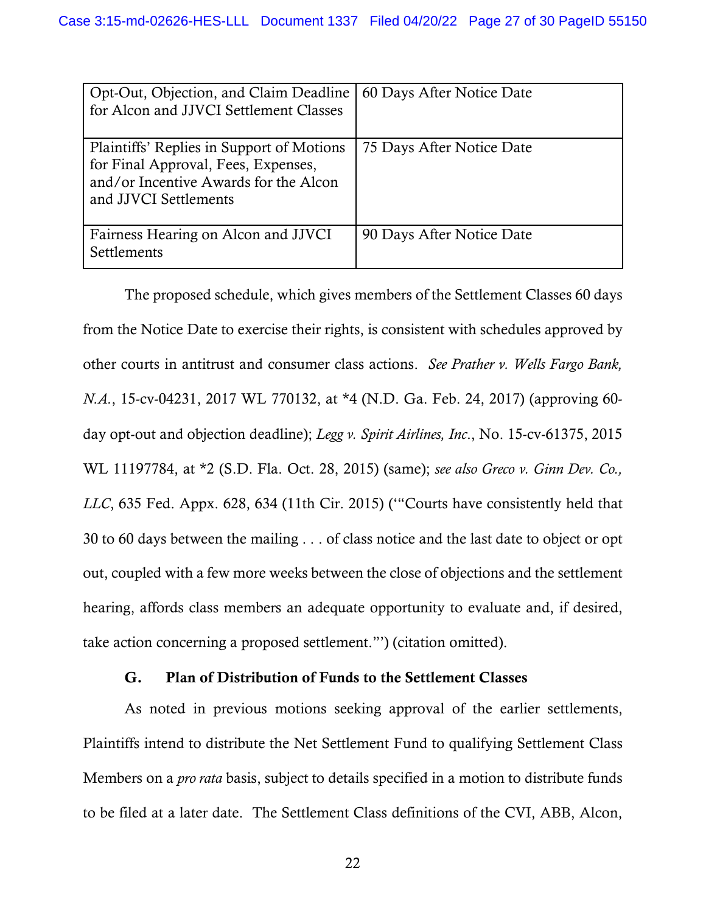| Opt-Out, Objection, and Claim Deadline for Alcon and JJVCI Settlement Classes | 60 Days After Notice Date |
|---|---|
| Plaintiffs' Replies in Support of Motions for Final Approval, Fees, Expenses, and/or Incentive Awards for the Alcon and JJVCI Settlements | 75 Days After Notice Date |
| Fairness Hearing on Alcon and JJVCI Settlements | 90 Days After Notice Date |

The proposed schedule, which gives members of the Settlement Classes 60 days from the Notice Date to exercise their rights, is consistent with schedules approved by other courts in antitrust and consumer class actions. *See Prather v. Wells Fargo Bank, N.A.*, 15-cv-04231, 2017 WL 770132, at *4 (N.D. Ga. Feb. 24, 2017) (approving 60-day opt-out and objection deadline); *Legg v. Spirit Airlines, Inc.*, No. 15-cv-61375, 2015 WL 11197784, at *2 (S.D. Fla. Oct. 28, 2015) (same); *see also Greco v. Ginn Dev. Co., LLC*, 635 Fed. Appx. 628, 634 (11th Cir. 2015) ('"Courts have consistently held that 30 to 60 days between the mailing . . . of class notice and the last date to object or opt out, coupled with a few more weeks between the close of objections and the settlement hearing, affords class members an adequate opportunity to evaluate and, if desired, take action concerning a proposed settlement."') (citation omitted).

### G. Plan of Distribution of Funds to the Settlement Classes

As noted in previous motions seeking approval of the earlier settlements, Plaintiffs intend to distribute the Net Settlement Fund to qualifying Settlement Class Members on a *pro rata* basis, subject to details specified in a motion to distribute funds to be filed at a later date. The Settlement Class definitions of the CVI, ABB, Alcon,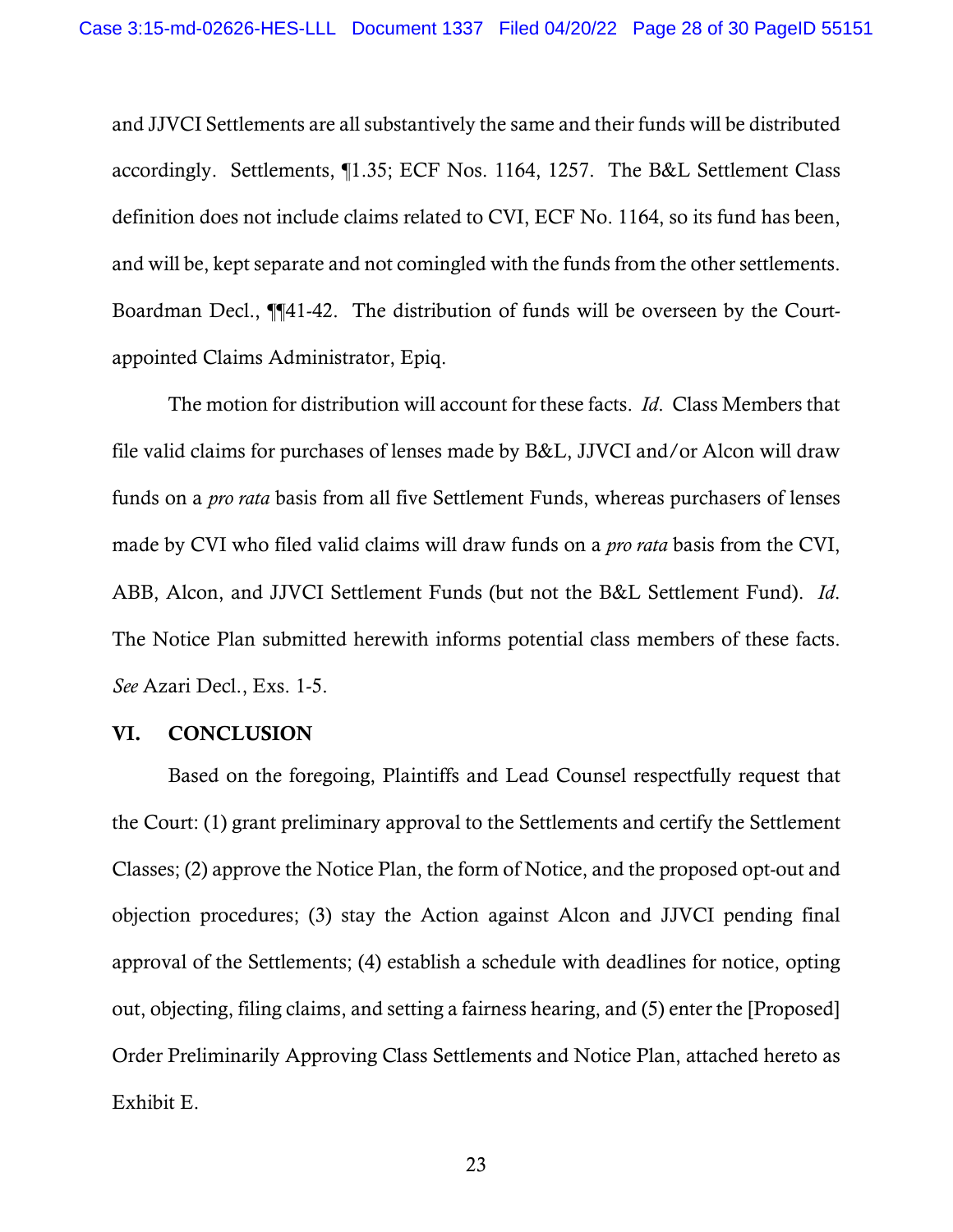and JJVCI Settlements are all substantively the same and their funds will be distributed accordingly. Settlements, ¶1.35; ECF Nos. 1164, 1257. The B&L Settlement Class definition does not include claims related to CVI, ECF No. 1164, so its fund has been, and will be, kept separate and not comingled with the funds from the other settlements. Boardman Decl., ¶¶41-42. The distribution of funds will be overseen by the Court-appointed Claims Administrator, Epiq.

The motion for distribution will account for these facts. *Id*. Class Members that file valid claims for purchases of lenses made by B&L, JJVCI and/or Alcon will draw funds on a *pro rata* basis from all five Settlement Funds, whereas purchasers of lenses made by CVI who filed valid claims will draw funds on a *pro rata* basis from the CVI, ABB, Alcon, and JJVCI Settlement Funds (but not the B&L Settlement Fund). *Id*. The Notice Plan submitted herewith informs potential class members of these facts. *See* Azari Decl., Exs. 1-5.

## VI. CONCLUSION

Based on the foregoing, Plaintiffs and Lead Counsel respectfully request that the Court: (1) grant preliminary approval to the Settlements and certify the Settlement Classes; (2) approve the Notice Plan, the form of Notice, and the proposed opt-out and objection procedures; (3) stay the Action against Alcon and JJVCI pending final approval of the Settlements; (4) establish a schedule with deadlines for notice, opting out, objecting, filing claims, and setting a fairness hearing, and (5) enter the [Proposed] Order Preliminarily Approving Class Settlements and Notice Plan, attached hereto as Exhibit E.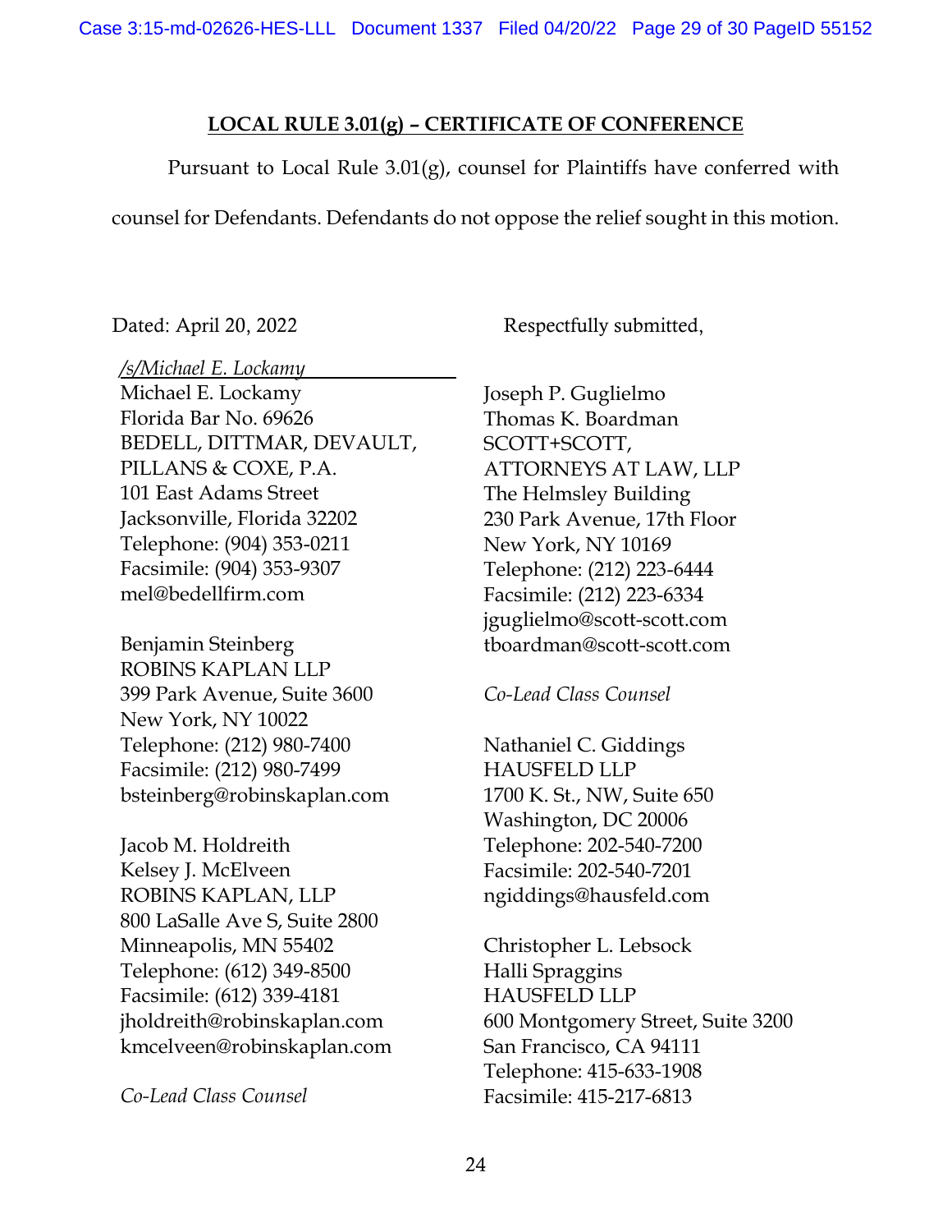**LOCAL RULE 3.01(g) – CERTIFICATE OF CONFERENCE**

Pursuant to Local Rule 3.01(g), counsel for Plaintiffs have conferred with counsel for Defendants. Defendants do not oppose the relief sought in this motion.

Dated: April 20, 2022

Respectfully submitted,

*/s/Michael E. Lockamy*
Michael E. Lockamy
Florida Bar No. 69626
BEDELL, DITTMAR, DEVAULT, PILLANS & COXE, P.A.
101 East Adams Street
Jacksonville, Florida 32202
Telephone: (904) 353-0211
Facsimile: (904) 353-9307
mel@bedellfirm.com

Benjamin Steinberg
ROBINS KAPLAN LLP
399 Park Avenue, Suite 3600
New York, NY 10022
Telephone: (212) 980-7400
Facsimile: (212) 980-7499
bsteinberg@robinskaplan.com

Jacob M. Holdreith
Kelsey J. McElveen
ROBINS KAPLAN, LLP
800 LaSalle Ave S, Suite 2800
Minneapolis, MN 55402
Telephone: (612) 349-8500
Facsimile: (612) 339-4181
jholdreith@robinskaplan.com
kmcelveen@robinskaplan.com

*Co-Lead Class Counsel*

Joseph P. Guglielmo
Thomas K. Boardman
SCOTT+SCOTT, ATTORNEYS AT LAW, LLP
The Helmsley Building
230 Park Avenue, 17th Floor
New York, NY 10169
Telephone: (212) 223-6444
Facsimile: (212) 223-6334
jguglielmo@scott-scott.com
tboardman@scott-scott.com

*Co-Lead Class Counsel*

Nathaniel C. Giddings
HAUSFELD LLP
1700 K. St., NW, Suite 650
Washington, DC 20006
Telephone: 202-540-7200
Facsimile: 202-540-7201
ngiddings@hausfeld.com

Christopher L. Lebsock
Halli Spraggins
HAUSFELD LLP
600 Montgomery Street, Suite 3200
San Francisco, CA 94111
Telephone: 415-633-1908
Facsimile: 415-217-6813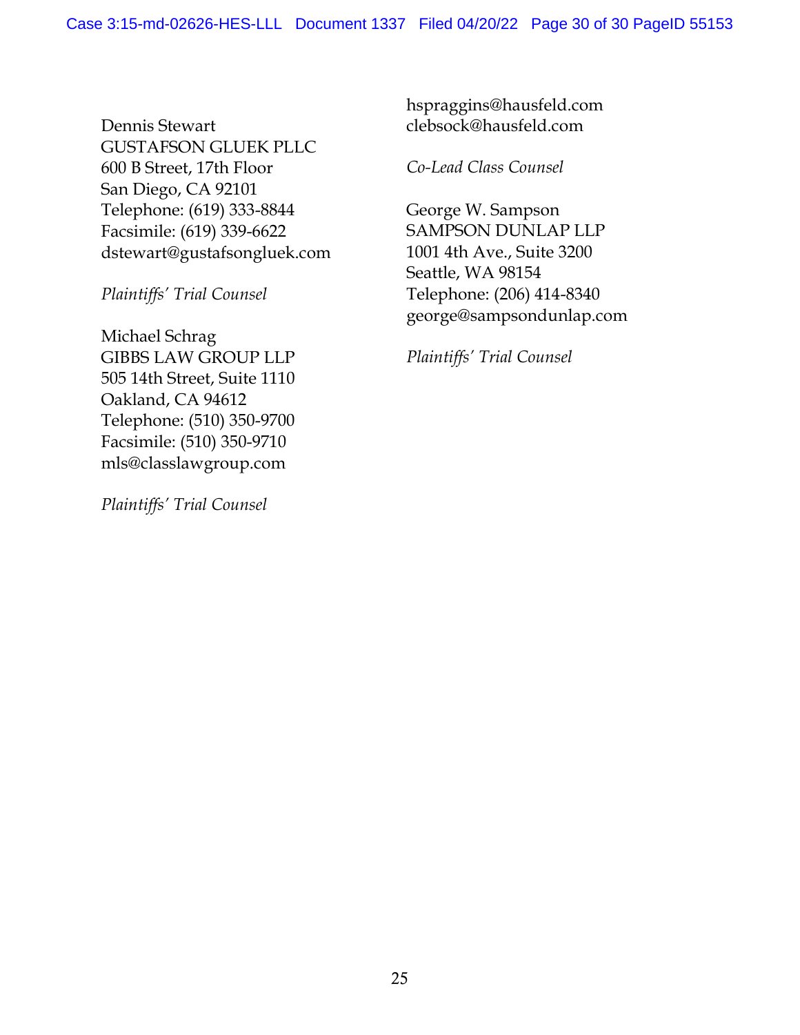Dennis Stewart
GUSTAFSON GLUEK PLLC
600 B Street, 17th Floor
San Diego, CA 92101
Telephone: (619) 333-8844
Facsimile: (619) 339-6622
dstewart@gustafsongluek.com

*Plaintiffs' Trial Counsel*

Michael Schrag
GIBBS LAW GROUP LLP
505 14th Street, Suite 1110
Oakland, CA 94612
Telephone: (510) 350-9700
Facsimile: (510) 350-9710
mls@classlawgroup.com

*Plaintiffs' Trial Counsel*

hspraggins@hausfeld.com
clebsock@hausfeld.com

*Co-Lead Class Counsel*

George W. Sampson
SAMPSON DUNLAP LLP
1001 4th Ave., Suite 3200
Seattle, WA 98154
Telephone: (206) 414-8340
george@sampsondunlap.com

*Plaintiffs' Trial Counsel*